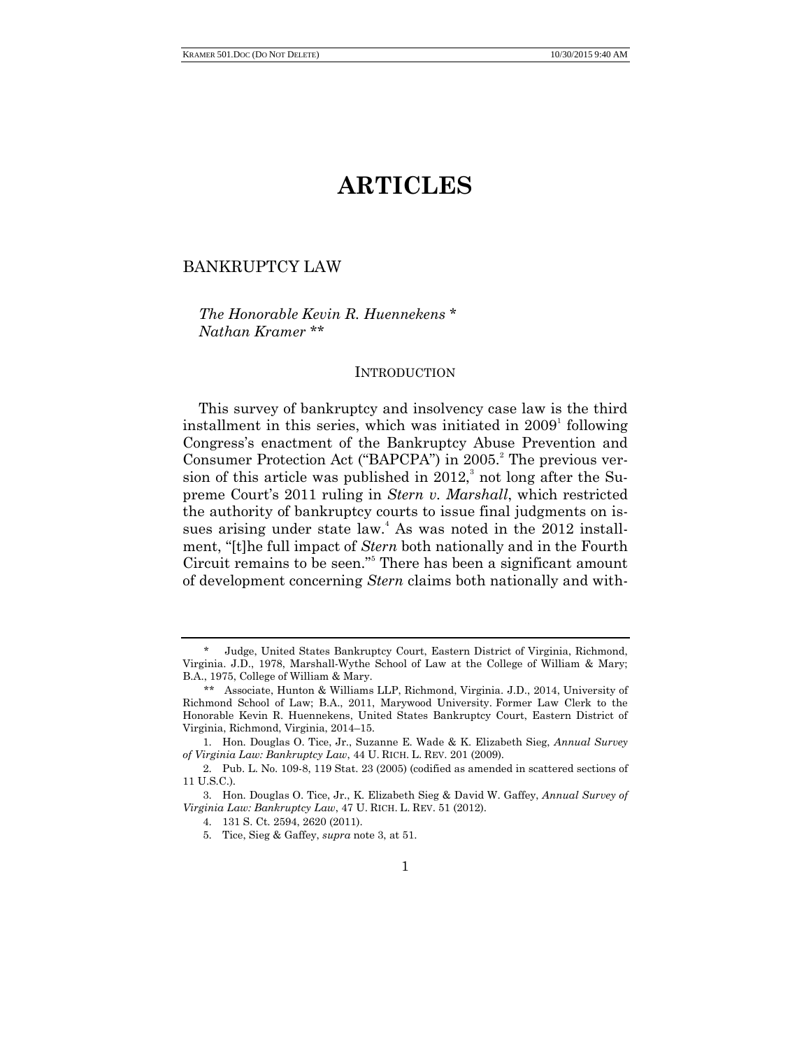# ARTICLES

## BANKRUPTCY LAW

*The Honorable Kevin R. Huennekens* *
*Nathan Kramer* **

### INTRODUCTION

This survey of bankruptcy and insolvency case law is the third installment in this series, which was initiated in 2009[1] following Congress's enactment of the Bankruptcy Abuse Prevention and Consumer Protection Act ("BAPCPA") in 2005.[2] The previous version of this article was published in 2012,[3] not long after the Supreme Court's 2011 ruling in *Stern v. Marshall*, which restricted the authority of bankruptcy courts to issue final judgments on issues arising under state law.[4] As was noted in the 2012 installment, "[t]he full impact of *Stern* both nationally and in the Fourth Circuit remains to be seen."[5] There has been a significant amount of development concerning *Stern* claims both nationally and with-

---

\* Judge, United States Bankruptcy Court, Eastern District of Virginia, Richmond, Virginia. J.D., 1978, Marshall-Wythe School of Law at the College of William & Mary; B.A., 1975, College of William & Mary.

\*\* Associate, Hunton & Williams LLP, Richmond, Virginia. J.D., 2014, University of Richmond School of Law; B.A., 2011, Marywood University. Former Law Clerk to the Honorable Kevin R. Huennekens, United States Bankruptcy Court, Eastern District of Virginia, Richmond, Virginia, 2014–15.

1. Hon. Douglas O. Tice, Jr., Suzanne E. Wade & K. Elizabeth Sieg, *Annual Survey of Virginia Law: Bankruptcy Law*, 44 U. RICH. L. REV. 201 (2009).

2. Pub. L. No. 109-8, 119 Stat. 23 (2005) (codified as amended in scattered sections of 11 U.S.C.).

3. Hon. Douglas O. Tice, Jr., K. Elizabeth Sieg & David W. Gaffey, *Annual Survey of Virginia Law: Bankruptcy Law*, 47 U. RICH. L. REV. 51 (2012).

4. 131 S. Ct. 2594, 2620 (2011).

5. Tice, Sieg & Gaffey, *supra* note 3, at 51.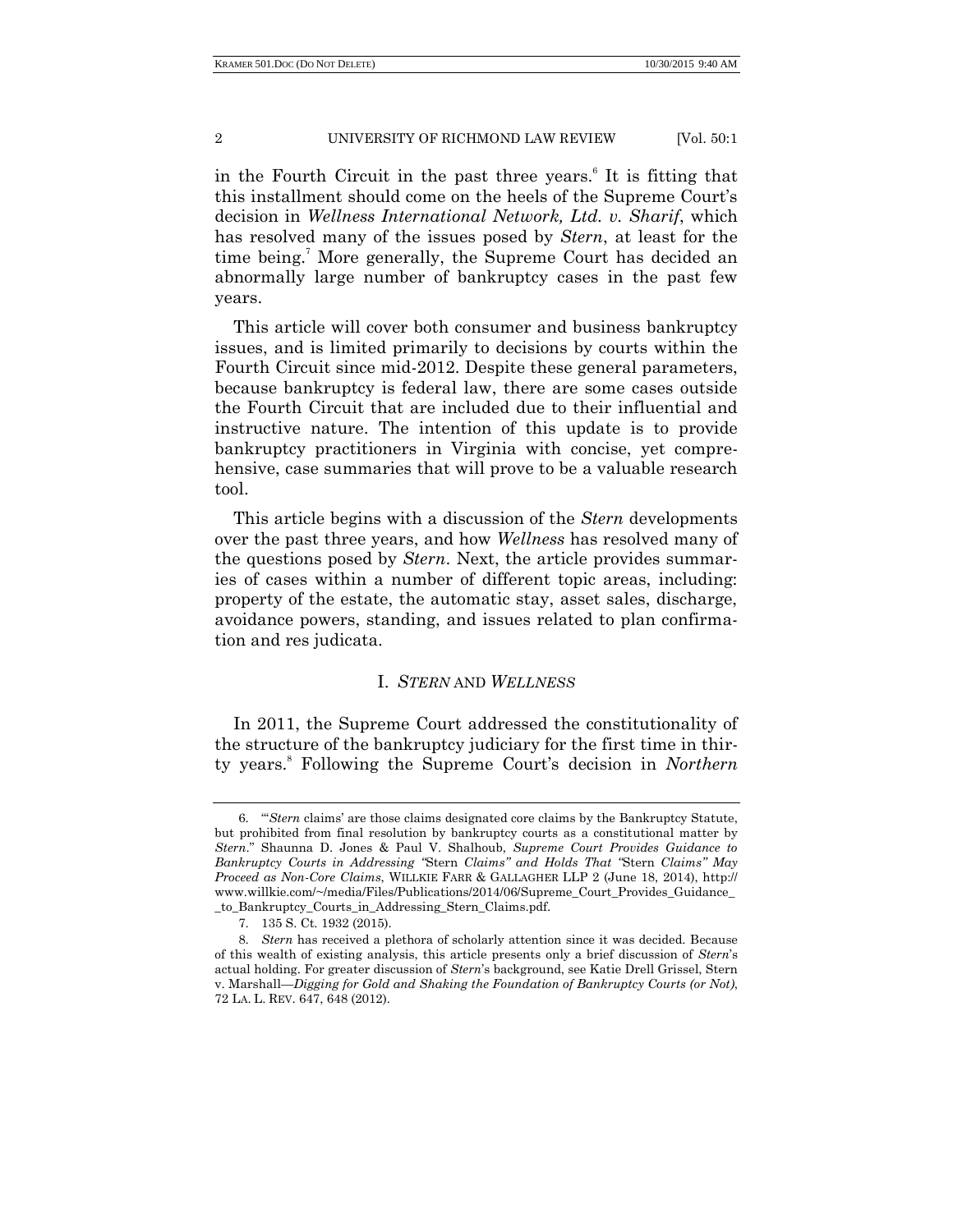in the Fourth Circuit in the past three years.[6] It is fitting that this installment should come on the heels of the Supreme Court's decision in *Wellness International Network, Ltd. v. Sharif*, which has resolved many of the issues posed by *Stern*, at least for the time being.[7] More generally, the Supreme Court has decided an abnormally large number of bankruptcy cases in the past few years.

This article will cover both consumer and business bankruptcy issues, and is limited primarily to decisions by courts within the Fourth Circuit since mid-2012. Despite these general parameters, because bankruptcy is federal law, there are some cases outside the Fourth Circuit that are included due to their influential and instructive nature. The intention of this update is to provide bankruptcy practitioners in Virginia with concise, yet comprehensive, case summaries that will prove to be a valuable research tool.

This article begins with a discussion of the *Stern* developments over the past three years, and how *Wellness* has resolved many of the questions posed by *Stern*. Next, the article provides summaries of cases within a number of different topic areas, including: property of the estate, the automatic stay, asset sales, discharge, avoidance powers, standing, and issues related to plan confirmation and res judicata.

## I. *STERN* AND *WELLNESS*

In 2011, the Supreme Court addressed the constitutionality of the structure of the bankruptcy judiciary for the first time in thirty years.[8] Following the Supreme Court's decision in *Northern*

---

6. "'*Stern* claims' are those claims designated core claims by the Bankruptcy Statute, but prohibited from final resolution by bankruptcy courts as a constitutional matter by *Stern*." Shaunna D. Jones & Paul V. Shalhoub, *Supreme Court Provides Guidance to Bankruptcy Courts in Addressing "*Stern *Claims" and Holds That "*Stern *Claims" May Proceed as Non-Core Claims*, WILLKIE FARR & GALLAGHER LLP 2 (June 18, 2014), http://www.willkie.com/~/media/Files/Publications/2014/06/Supreme_Court_Provides_Guidance__to_Bankruptcy_Courts_in_Addressing_Stern_Claims.pdf.

7. 135 S. Ct. 1932 (2015).

8. *Stern* has received a plethora of scholarly attention since it was decided. Because of this wealth of existing analysis, this article presents only a brief discussion of *Stern*'s actual holding. For greater discussion of *Stern*'s background, see Katie Drell Grissel, Stern v. Marshall*—Digging for Gold and Shaking the Foundation of Bankruptcy Courts (or Not)*, 72 LA. L. REV. 647, 648 (2012).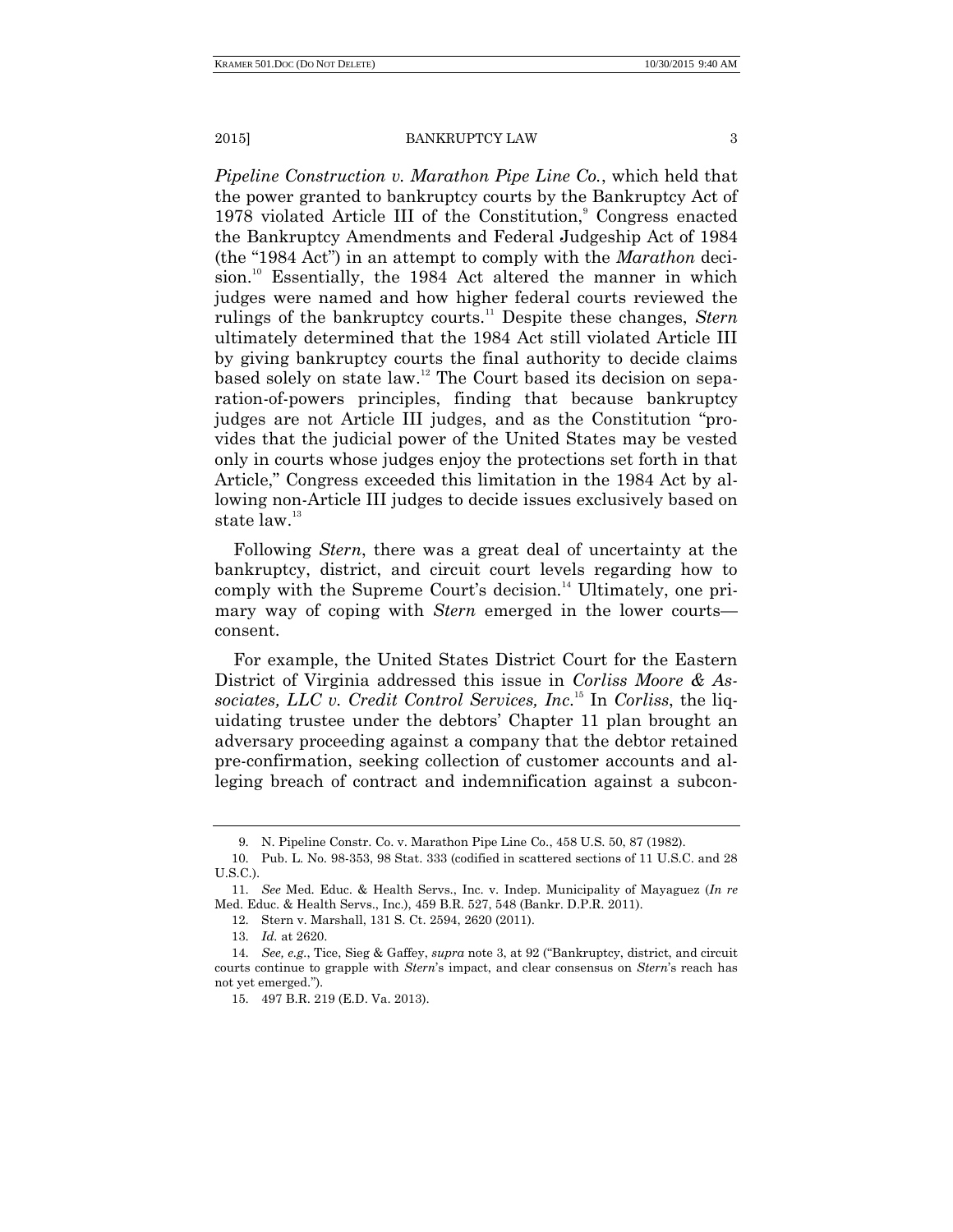*Pipeline Construction v. Marathon Pipe Line Co.*, which held that the power granted to bankruptcy courts by the Bankruptcy Act of 1978 violated Article III of the Constitution,[9] Congress enacted the Bankruptcy Amendments and Federal Judgeship Act of 1984 (the "1984 Act") in an attempt to comply with the *Marathon* decision.[10] Essentially, the 1984 Act altered the manner in which judges were named and how higher federal courts reviewed the rulings of the bankruptcy courts.[11] Despite these changes, *Stern* ultimately determined that the 1984 Act still violated Article III by giving bankruptcy courts the final authority to decide claims based solely on state law.[12] The Court based its decision on separation-of-powers principles, finding that because bankruptcy judges are not Article III judges, and as the Constitution "provides that the judicial power of the United States may be vested only in courts whose judges enjoy the protections set forth in that Article," Congress exceeded this limitation in the 1984 Act by allowing non-Article III judges to decide issues exclusively based on state law.[13]

Following *Stern*, there was a great deal of uncertainty at the bankruptcy, district, and circuit court levels regarding how to comply with the Supreme Court's decision.[14] Ultimately, one primary way of coping with *Stern* emerged in the lower courts—consent.

For example, the United States District Court for the Eastern District of Virginia addressed this issue in *Corliss Moore & Associates, LLC v. Credit Control Services, Inc.*[15] In *Corliss*, the liquidating trustee under the debtors' Chapter 11 plan brought an adversary proceeding against a company that the debtor retained pre-confirmation, seeking collection of customer accounts and alleging breach of contract and indemnification against a subcon-

---

9. N. Pipeline Constr. Co. v. Marathon Pipe Line Co., 458 U.S. 50, 87 (1982).

10. Pub. L. No. 98-353, 98 Stat. 333 (codified in scattered sections of 11 U.S.C. and 28 U.S.C.).

11. *See* Med. Educ. & Health Servs., Inc. v. Indep. Municipality of Mayaguez (*In re* Med. Educ. & Health Servs., Inc.), 459 B.R. 527, 548 (Bankr. D.P.R. 2011).

12. Stern v. Marshall, 131 S. Ct. 2594, 2620 (2011).

13. *Id.* at 2620.

14. *See, e.g.*, Tice, Sieg & Gaffey, *supra* note 3, at 92 ("Bankruptcy, district, and circuit courts continue to grapple with *Stern*'s impact, and clear consensus on *Stern*'s reach has not yet emerged.").

15. 497 B.R. 219 (E.D. Va. 2013).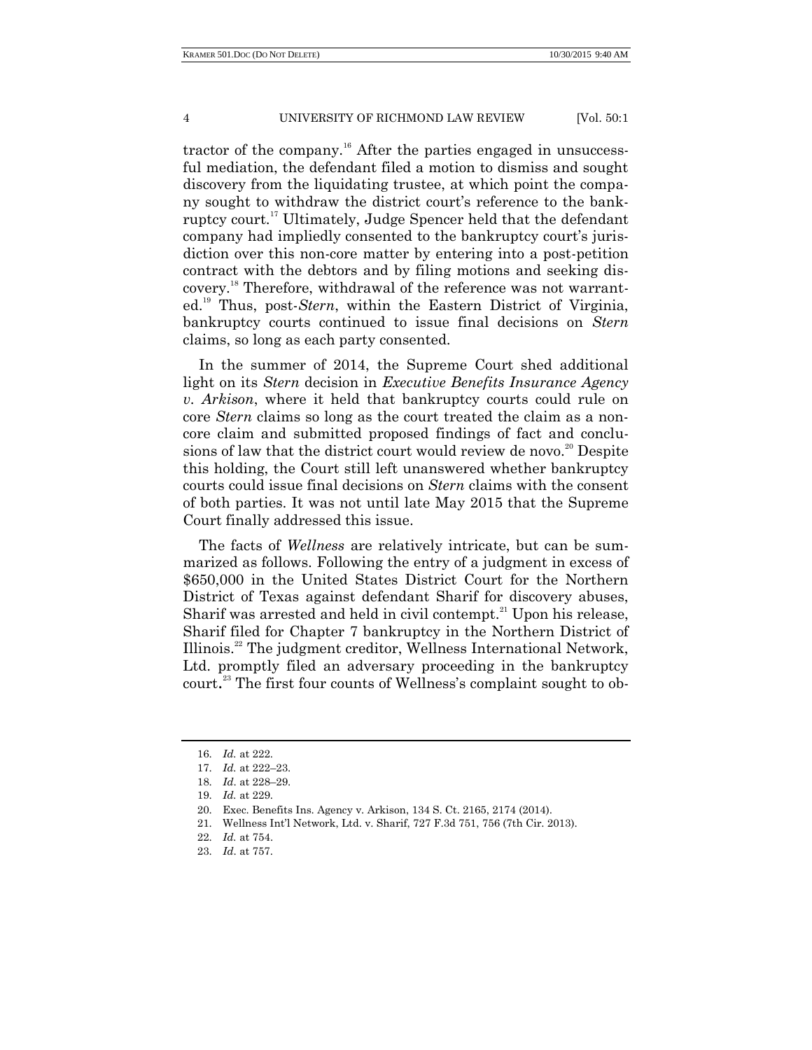tractor of the company.[16] After the parties engaged in unsuccessful mediation, the defendant filed a motion to dismiss and sought discovery from the liquidating trustee, at which point the company sought to withdraw the district court's reference to the bankruptcy court.[17] Ultimately, Judge Spencer held that the defendant company had impliedly consented to the bankruptcy court's jurisdiction over this non-core matter by entering into a post-petition contract with the debtors and by filing motions and seeking discovery.[18] Therefore, withdrawal of the reference was not warranted.[19] Thus, post-*Stern*, within the Eastern District of Virginia, bankruptcy courts continued to issue final decisions on *Stern* claims, so long as each party consented.

In the summer of 2014, the Supreme Court shed additional light on its *Stern* decision in *Executive Benefits Insurance Agency v. Arkison*, where it held that bankruptcy courts could rule on core *Stern* claims so long as the court treated the claim as a non-core claim and submitted proposed findings of fact and conclusions of law that the district court would review de novo.[20] Despite this holding, the Court still left unanswered whether bankruptcy courts could issue final decisions on *Stern* claims with the consent of both parties. It was not until late May 2015 that the Supreme Court finally addressed this issue.

The facts of *Wellness* are relatively intricate, but can be summarized as follows. Following the entry of a judgment in excess of $650,000 in the United States District Court for the Northern District of Texas against defendant Sharif for discovery abuses, Sharif was arrested and held in civil contempt.[21] Upon his release, Sharif filed for Chapter 7 bankruptcy in the Northern District of Illinois.[22] The judgment creditor, Wellness International Network, Ltd. promptly filed an adversary proceeding in the bankruptcy court.[23] The first four counts of Wellness's complaint sought to ob-

---

16. *Id.* at 222.
17. *Id.* at 222–23.
18. *Id.* at 228–29.
19. *Id.* at 229.
20. Exec. Benefits Ins. Agency v. Arkison, 134 S. Ct. 2165, 2174 (2014).
21. Wellness Int'l Network, Ltd. v. Sharif, 727 F.3d 751, 756 (7th Cir. 2013).
22. *Id.* at 754.
23. *Id.* at 757.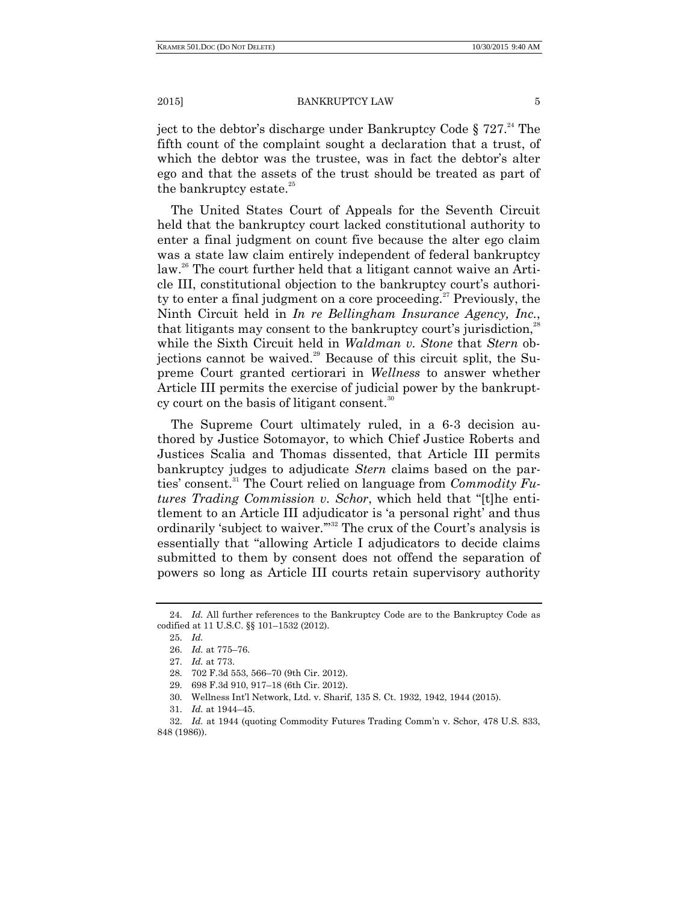ject to the debtor's discharge under Bankruptcy Code § 727.[24] The fifth count of the complaint sought a declaration that a trust, of which the debtor was the trustee, was in fact the debtor's alter ego and that the assets of the trust should be treated as part of the bankruptcy estate.[25]

The United States Court of Appeals for the Seventh Circuit held that the bankruptcy court lacked constitutional authority to enter a final judgment on count five because the alter ego claim was a state law claim entirely independent of federal bankruptcy law.[26] The court further held that a litigant cannot waive an Article III, constitutional objection to the bankruptcy court's authority to enter a final judgment on a core proceeding.[27] Previously, the Ninth Circuit held in *In re Bellingham Insurance Agency, Inc.*, that litigants may consent to the bankruptcy court's jurisdiction,[28] while the Sixth Circuit held in *Waldman v. Stone* that *Stern* objections cannot be waived.[29] Because of this circuit split, the Supreme Court granted certiorari in *Wellness* to answer whether Article III permits the exercise of judicial power by the bankruptcy court on the basis of litigant consent.[30]

The Supreme Court ultimately ruled, in a 6-3 decision authored by Justice Sotomayor, to which Chief Justice Roberts and Justices Scalia and Thomas dissented, that Article III permits bankruptcy judges to adjudicate *Stern* claims based on the parties' consent.[31] The Court relied on language from *Commodity Futures Trading Commission v. Schor*, which held that "[t]he entitlement to an Article III adjudicator is 'a personal right' and thus ordinarily 'subject to waiver.'"[32] The crux of the Court's analysis is essentially that "allowing Article I adjudicators to decide claims submitted to them by consent does not offend the separation of powers so long as Article III courts retain supervisory authority

---

24. *Id.* All further references to the Bankruptcy Code are to the Bankruptcy Code as codified at 11 U.S.C. §§ 101–1532 (2012).

25. *Id.*

26. *Id.* at 775–76.

27. *Id.* at 773.

28. 702 F.3d 553, 566–70 (9th Cir. 2012).

29. 698 F.3d 910, 917–18 (6th Cir. 2012).

30. Wellness Int'l Network, Ltd. v. Sharif, 135 S. Ct. 1932, 1942, 1944 (2015).

31. *Id.* at 1944–45.

32. *Id.* at 1944 (quoting Commodity Futures Trading Comm'n v. Schor, 478 U.S. 833, 848 (1986)).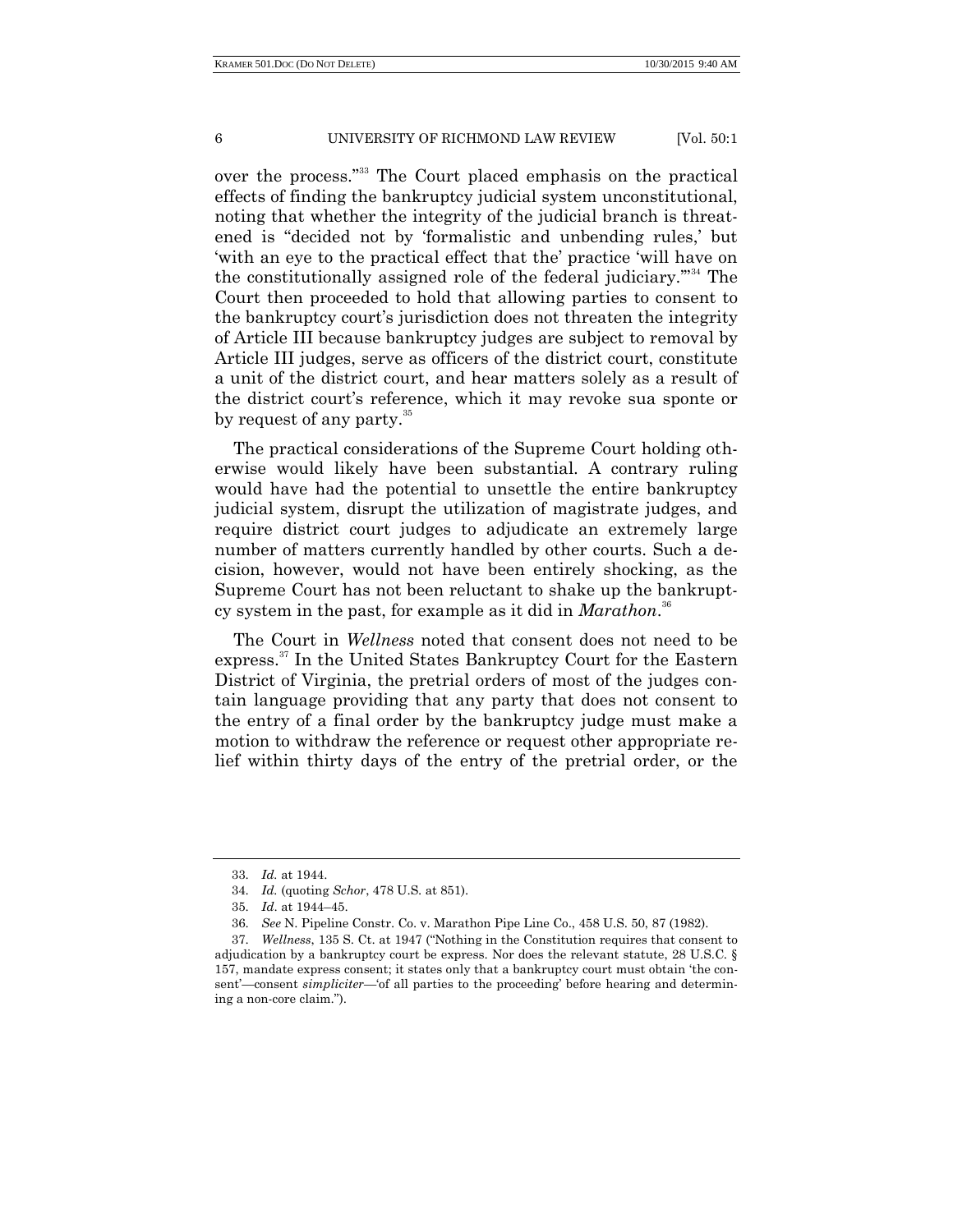over the process."[33] The Court placed emphasis on the practical effects of finding the bankruptcy judicial system unconstitutional, noting that whether the integrity of the judicial branch is threatened is "decided not by 'formalistic and unbending rules,' but 'with an eye to the practical effect that the' practice 'will have on the constitutionally assigned role of the federal judiciary.'"[34] The Court then proceeded to hold that allowing parties to consent to the bankruptcy court's jurisdiction does not threaten the integrity of Article III because bankruptcy judges are subject to removal by Article III judges, serve as officers of the district court, constitute a unit of the district court, and hear matters solely as a result of the district court's reference, which it may revoke sua sponte or by request of any party.[35]

The practical considerations of the Supreme Court holding otherwise would likely have been substantial. A contrary ruling would have had the potential to unsettle the entire bankruptcy judicial system, disrupt the utilization of magistrate judges, and require district court judges to adjudicate an extremely large number of matters currently handled by other courts. Such a decision, however, would not have been entirely shocking, as the Supreme Court has not been reluctant to shake up the bankruptcy system in the past, for example as it did in *Marathon*.[36]

The Court in *Wellness* noted that consent does not need to be express.[37] In the United States Bankruptcy Court for the Eastern District of Virginia, the pretrial orders of most of the judges contain language providing that any party that does not consent to the entry of a final order by the bankruptcy judge must make a motion to withdraw the reference or request other appropriate relief within thirty days of the entry of the pretrial order, or the

---

33. *Id.* at 1944.

34. *Id.* (quoting *Schor*, 478 U.S. at 851).

35. *Id.* at 1944–45.

36. *See* N. Pipeline Constr. Co. v. Marathon Pipe Line Co., 458 U.S. 50, 87 (1982).

37. *Wellness*, 135 S. Ct. at 1947 ("Nothing in the Constitution requires that consent to adjudication by a bankruptcy court be express. Nor does the relevant statute, 28 U.S.C. § 157, mandate express consent; it states only that a bankruptcy court must obtain 'the consent'—consent *simpliciter*—'of all parties to the proceeding' before hearing and determining a non-core claim.").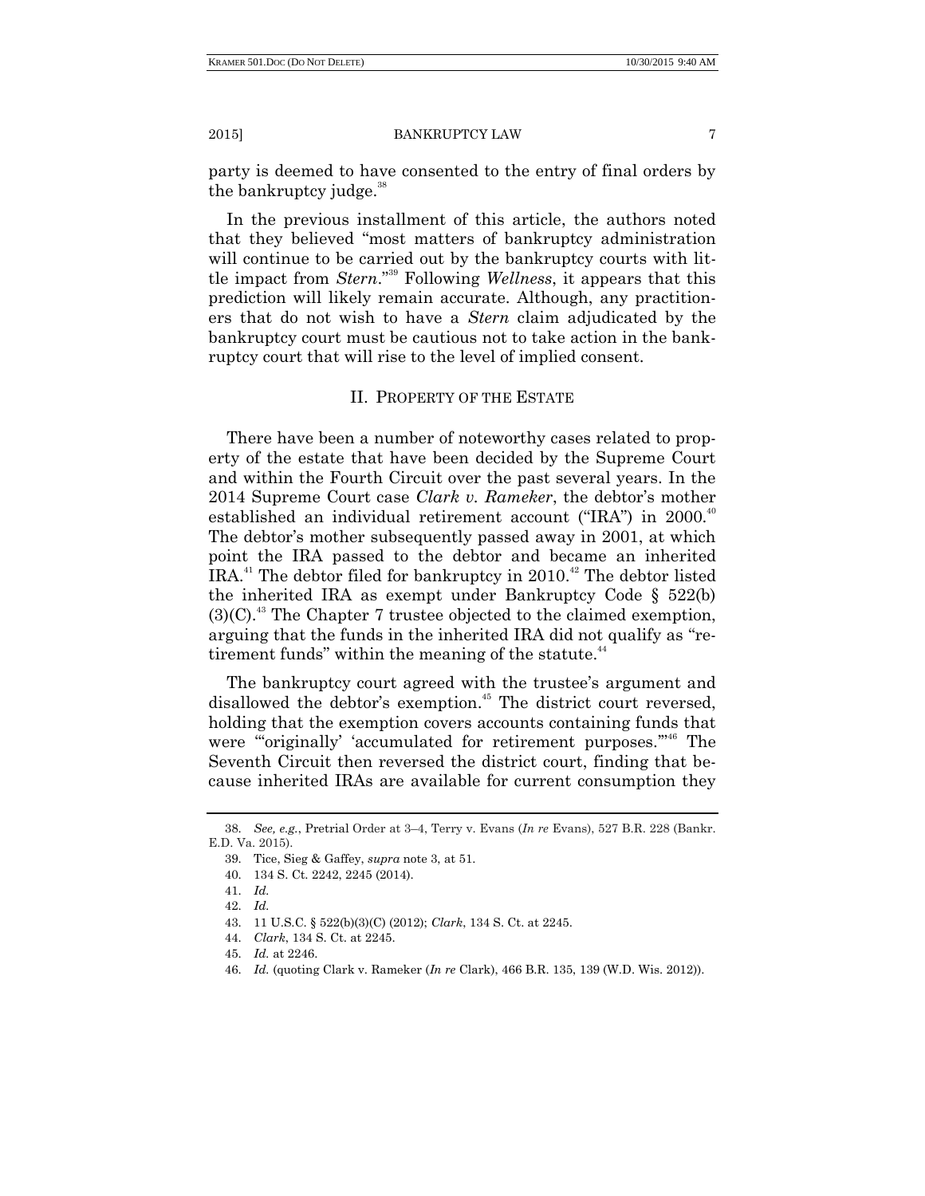party is deemed to have consented to the entry of final orders by the bankruptcy judge.[38]

In the previous installment of this article, the authors noted that they believed "most matters of bankruptcy administration will continue to be carried out by the bankruptcy courts with little impact from *Stern*."[39] Following *Wellness*, it appears that this prediction will likely remain accurate. Although, any practitioners that do not wish to have a *Stern* claim adjudicated by the bankruptcy court must be cautious not to take action in the bankruptcy court that will rise to the level of implied consent.

## II. Property of the Estate

There have been a number of noteworthy cases related to property of the estate that have been decided by the Supreme Court and within the Fourth Circuit over the past several years. In the 2014 Supreme Court case *Clark v. Rameker*, the debtor's mother established an individual retirement account ("IRA") in 2000.[40] The debtor's mother subsequently passed away in 2001, at which point the IRA passed to the debtor and became an inherited IRA.[41] The debtor filed for bankruptcy in 2010.[42] The debtor listed the inherited IRA as exempt under Bankruptcy Code § 522(b)(3)(C).[43] The Chapter 7 trustee objected to the claimed exemption, arguing that the funds in the inherited IRA did not qualify as "retirement funds" within the meaning of the statute.[44]

The bankruptcy court agreed with the trustee's argument and disallowed the debtor's exemption.[45] The district court reversed, holding that the exemption covers accounts containing funds that were "'originally' 'accumulated for retirement purposes.'"[46] The Seventh Circuit then reversed the district court, finding that because inherited IRAs are available for current consumption they

---

38. *See, e.g.*, Pretrial Order at 3–4, Terry v. Evans (*In re* Evans), 527 B.R. 228 (Bankr. E.D. Va. 2015).

39. Tice, Sieg & Gaffey, *supra* note 3, at 51.

40. 134 S. Ct. 2242, 2245 (2014).

41. *Id.*

42. *Id.*

43. 11 U.S.C. § 522(b)(3)(C) (2012); *Clark*, 134 S. Ct. at 2245.

44. *Clark*, 134 S. Ct. at 2245.

45. *Id.* at 2246.

46. *Id.* (quoting Clark v. Rameker (*In re* Clark), 466 B.R. 135, 139 (W.D. Wis. 2012)).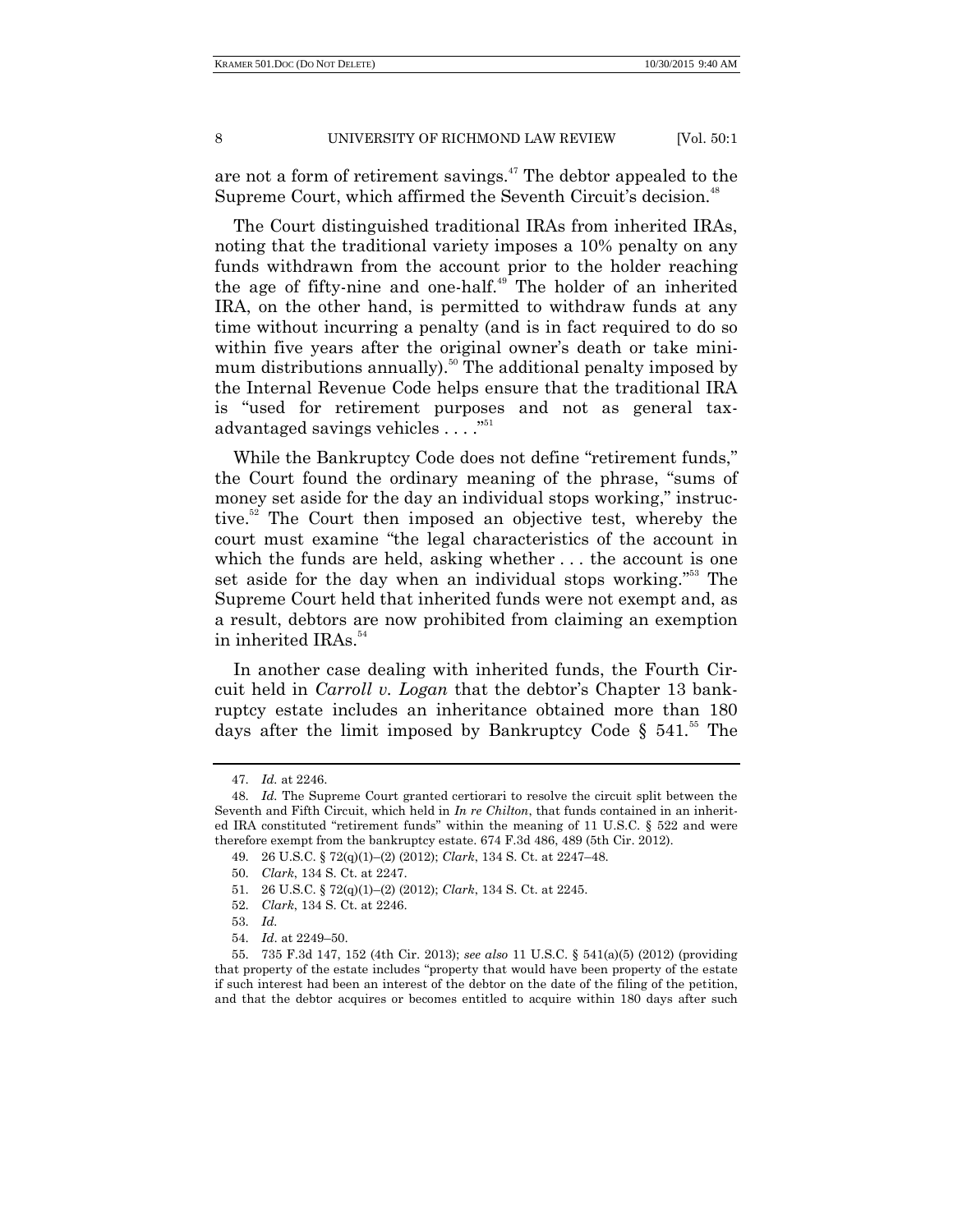are not a form of retirement savings.[47] The debtor appealed to the Supreme Court, which affirmed the Seventh Circuit's decision.[48]

The Court distinguished traditional IRAs from inherited IRAs, noting that the traditional variety imposes a 10% penalty on any funds withdrawn from the account prior to the holder reaching the age of fifty-nine and one-half.[49] The holder of an inherited IRA, on the other hand, is permitted to withdraw funds at any time without incurring a penalty (and is in fact required to do so within five years after the original owner's death or take minimum distributions annually).[50] The additional penalty imposed by the Internal Revenue Code helps ensure that the traditional IRA is "used for retirement purposes and not as general tax-advantaged savings vehicles . . . ."[51]

While the Bankruptcy Code does not define "retirement funds," the Court found the ordinary meaning of the phrase, "sums of money set aside for the day an individual stops working," instructive.[52] The Court then imposed an objective test, whereby the court must examine "the legal characteristics of the account in which the funds are held, asking whether . . . the account is one set aside for the day when an individual stops working."[53] The Supreme Court held that inherited funds were not exempt and, as a result, debtors are now prohibited from claiming an exemption in inherited IRAs.[54]

In another case dealing with inherited funds, the Fourth Circuit held in *Carroll v. Logan* that the debtor's Chapter 13 bankruptcy estate includes an inheritance obtained more than 180 days after the limit imposed by Bankruptcy Code § 541.[55] The

---

47. *Id.* at 2246.

48. *Id.* The Supreme Court granted certiorari to resolve the circuit split between the Seventh and Fifth Circuit, which held in *In re Chilton*, that funds contained in an inherited IRA constituted "retirement funds" within the meaning of 11 U.S.C. § 522 and were therefore exempt from the bankruptcy estate. 674 F.3d 486, 489 (5th Cir. 2012).

49. 26 U.S.C. § 72(q)(1)–(2) (2012); *Clark*, 134 S. Ct. at 2247–48.

50. *Clark*, 134 S. Ct. at 2247.

51. 26 U.S.C. § 72(q)(1)–(2) (2012); *Clark*, 134 S. Ct. at 2245.

52. *Clark*, 134 S. Ct. at 2246.

53. *Id.*

54. *Id*. at 2249–50.

55. 735 F.3d 147, 152 (4th Cir. 2013); *see also* 11 U.S.C. § 541(a)(5) (2012) (providing that property of the estate includes "property that would have been property of the estate if such interest had been an interest of the debtor on the date of the filing of the petition, and that the debtor acquires or becomes entitled to acquire within 180 days after such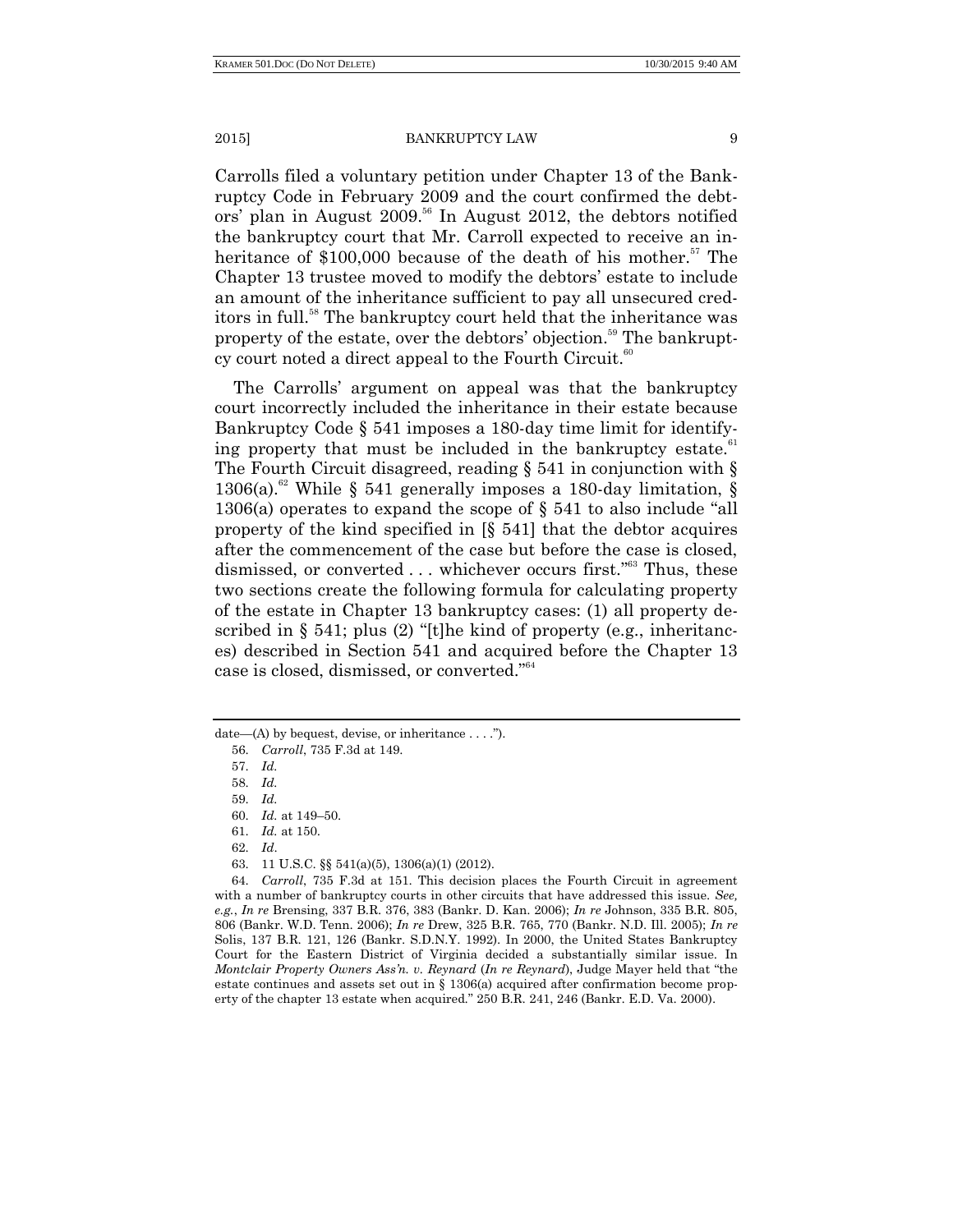Carrolls filed a voluntary petition under Chapter 13 of the Bankruptcy Code in February 2009 and the court confirmed the debtors' plan in August 2009.[56] In August 2012, the debtors notified the bankruptcy court that Mr. Carroll expected to receive an inheritance of $100,000 because of the death of his mother.[57] The Chapter 13 trustee moved to modify the debtors' estate to include an amount of the inheritance sufficient to pay all unsecured creditors in full.[58] The bankruptcy court held that the inheritance was property of the estate, over the debtors' objection.[59] The bankruptcy court noted a direct appeal to the Fourth Circuit.[60]

The Carrolls' argument on appeal was that the bankruptcy court incorrectly included the inheritance in their estate because Bankruptcy Code § 541 imposes a 180-day time limit for identifying property that must be included in the bankruptcy estate.[61] The Fourth Circuit disagreed, reading § 541 in conjunction with § 1306(a).[62] While § 541 generally imposes a 180-day limitation, § 1306(a) operates to expand the scope of § 541 to also include "all property of the kind specified in [§ 541] that the debtor acquires after the commencement of the case but before the case is closed, dismissed, or converted . . . whichever occurs first."[63] Thus, these two sections create the following formula for calculating property of the estate in Chapter 13 bankruptcy cases: (1) all property described in § 541; plus (2) "[t]he kind of property (e.g., inheritances) described in Section 541 and acquired before the Chapter 13 case is closed, dismissed, or converted."[64]

---

date—(A) by bequest, devise, or inheritance . . . .").

56. *Carroll*, 735 F.3d at 149.

57. *Id.*

58. *Id.*

59. *Id.*

60. *Id.* at 149–50.

61. *Id.* at 150.

62. *Id*.

63. 11 U.S.C. §§ 541(a)(5), 1306(a)(1) (2012).

64. *Carroll*, 735 F.3d at 151. This decision places the Fourth Circuit in agreement with a number of bankruptcy courts in other circuits that have addressed this issue. *See, e.g.*, *In re* Brensing, 337 B.R. 376, 383 (Bankr. D. Kan. 2006); *In re* Johnson, 335 B.R. 805, 806 (Bankr. W.D. Tenn. 2006); *In re* Drew, 325 B.R. 765, 770 (Bankr. N.D. Ill. 2005); *In re* Solis, 137 B.R. 121, 126 (Bankr. S.D.N.Y. 1992). In 2000, the United States Bankruptcy Court for the Eastern District of Virginia decided a substantially similar issue. In *Montclair Property Owners Ass'n. v. Reynard* (*In re Reynard*), Judge Mayer held that "the estate continues and assets set out in § 1306(a) acquired after confirmation become property of the chapter 13 estate when acquired." 250 B.R. 241, 246 (Bankr. E.D. Va. 2000).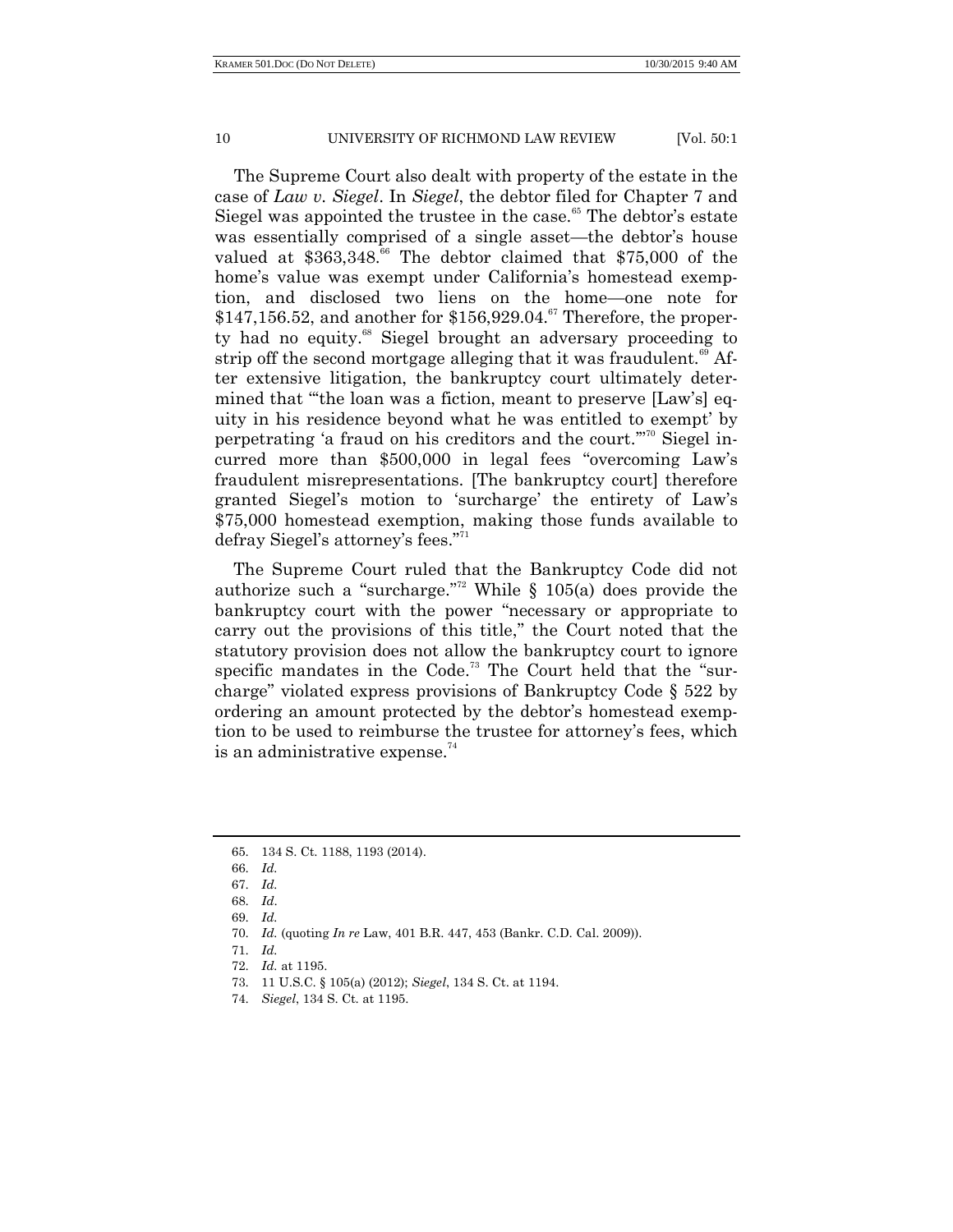The Supreme Court also dealt with property of the estate in the case of *Law v. Siegel*. In *Siegel*, the debtor filed for Chapter 7 and Siegel was appointed the trustee in the case.[65] The debtor's estate was essentially comprised of a single asset—the debtor's house valued at $363,348.[66] The debtor claimed that $75,000 of the home's value was exempt under California's homestead exemption, and disclosed two liens on the home—one note for $147,156.52, and another for $156,929.04.[67] Therefore, the property had no equity.[68] Siegel brought an adversary proceeding to strip off the second mortgage alleging that it was fraudulent.[69] After extensive litigation, the bankruptcy court ultimately determined that "'the loan was a fiction, meant to preserve [Law's] equity in his residence beyond what he was entitled to exempt' by perpetrating 'a fraud on his creditors and the court.'"[70] Siegel incurred more than $500,000 in legal fees "overcoming Law's fraudulent misrepresentations. [The bankruptcy court] therefore granted Siegel's motion to 'surcharge' the entirety of Law's $75,000 homestead exemption, making those funds available to defray Siegel's attorney's fees."[71]

The Supreme Court ruled that the Bankruptcy Code did not authorize such a "surcharge."[72] While § 105(a) does provide the bankruptcy court with the power "necessary or appropriate to carry out the provisions of this title," the Court noted that the statutory provision does not allow the bankruptcy court to ignore specific mandates in the Code.[73] The Court held that the "surcharge" violated express provisions of Bankruptcy Code § 522 by ordering an amount protected by the debtor's homestead exemption to be used to reimburse the trustee for attorney's fees, which is an administrative expense.[74]

---

65. 134 S. Ct. 1188, 1193 (2014).
66. *Id.*
67. *Id.*
68. *Id*.
69. *Id.*
70. *Id.* (quoting *In re* Law, 401 B.R. 447, 453 (Bankr. C.D. Cal. 2009)).
71. *Id.*
72. *Id.* at 1195.
73. 11 U.S.C. § 105(a) (2012); *Siegel*, 134 S. Ct. at 1194.
74. *Siegel*, 134 S. Ct. at 1195.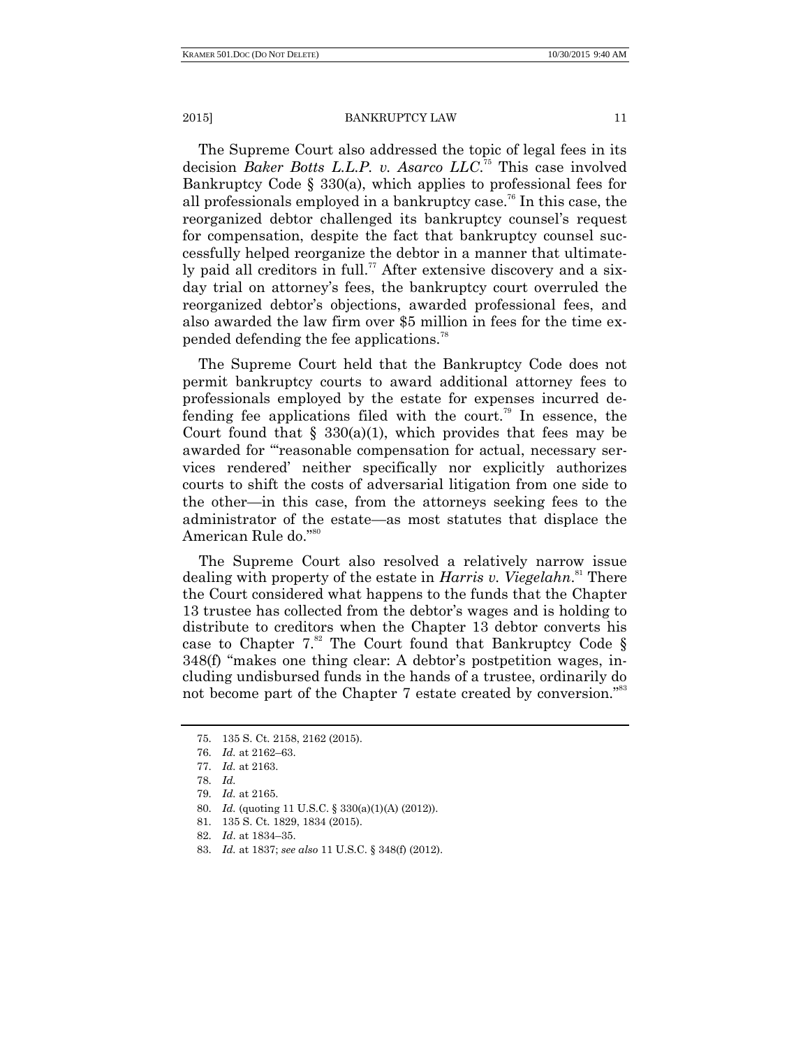The Supreme Court also addressed the topic of legal fees in its decision *Baker Botts L.L.P. v. Asarco LLC*.[75] This case involved Bankruptcy Code § 330(a), which applies to professional fees for all professionals employed in a bankruptcy case.[76] In this case, the reorganized debtor challenged its bankruptcy counsel's request for compensation, despite the fact that bankruptcy counsel successfully helped reorganize the debtor in a manner that ultimately paid all creditors in full.[77] After extensive discovery and a six-day trial on attorney's fees, the bankruptcy court overruled the reorganized debtor's objections, awarded professional fees, and also awarded the law firm over $5 million in fees for the time expended defending the fee applications.[78]

The Supreme Court held that the Bankruptcy Code does not permit bankruptcy courts to award additional attorney fees to professionals employed by the estate for expenses incurred defending fee applications filed with the court.[79] In essence, the Court found that § 330(a)(1), which provides that fees may be awarded for "'reasonable compensation for actual, necessary services rendered' neither specifically nor explicitly authorizes courts to shift the costs of adversarial litigation from one side to the other—in this case, from the attorneys seeking fees to the administrator of the estate—as most statutes that displace the American Rule do."[80]

The Supreme Court also resolved a relatively narrow issue dealing with property of the estate in *Harris v. Viegelahn*.[81] There the Court considered what happens to the funds that the Chapter 13 trustee has collected from the debtor's wages and is holding to distribute to creditors when the Chapter 13 debtor converts his case to Chapter 7.[82] The Court found that Bankruptcy Code § 348(f) "makes one thing clear: A debtor's postpetition wages, including undisbursed funds in the hands of a trustee, ordinarily do not become part of the Chapter 7 estate created by conversion."[83]

---

75. 135 S. Ct. 2158, 2162 (2015).
76. *Id.* at 2162–63.
77. *Id.* at 2163.
78. *Id.*
79. *Id.* at 2165.
80. *Id.* (quoting 11 U.S.C. § 330(a)(1)(A) (2012)).
81. 135 S. Ct. 1829, 1834 (2015).
82. *Id*. at 1834–35.
83. *Id.* at 1837; *see also* 11 U.S.C. § 348(f) (2012).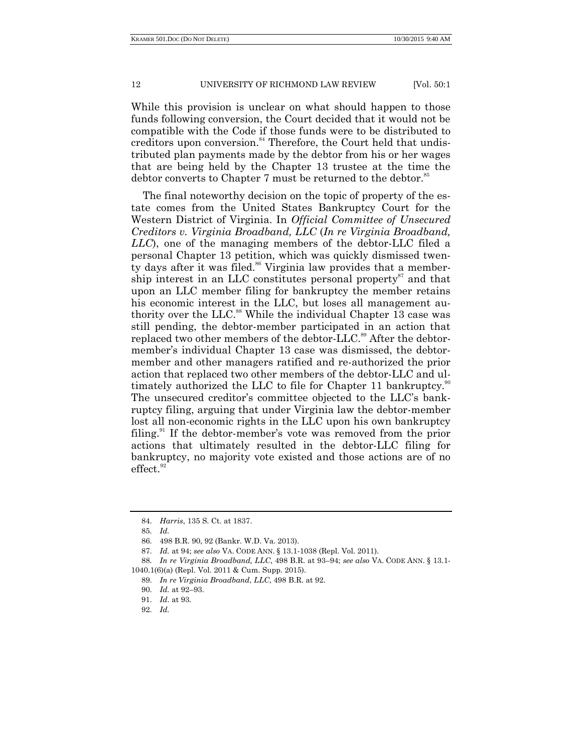While this provision is unclear on what should happen to those funds following conversion, the Court decided that it would not be compatible with the Code if those funds were to be distributed to creditors upon conversion.[84] Therefore, the Court held that undistributed plan payments made by the debtor from his or her wages that are being held by the Chapter 13 trustee at the time the debtor converts to Chapter 7 must be returned to the debtor.[85]

The final noteworthy decision on the topic of property of the estate comes from the United States Bankruptcy Court for the Western District of Virginia. In *Official Committee of Unsecured Creditors v. Virginia Broadband, LLC* (*In re Virginia Broadband, LLC*), one of the managing members of the debtor-LLC filed a personal Chapter 13 petition, which was quickly dismissed twenty days after it was filed.[86] Virginia law provides that a membership interest in an LLC constitutes personal property[87] and that upon an LLC member filing for bankruptcy the member retains his economic interest in the LLC, but loses all management authority over the LLC.[88] While the individual Chapter 13 case was still pending, the debtor-member participated in an action that replaced two other members of the debtor-LLC.[89] After the debtor-member's individual Chapter 13 case was dismissed, the debtor-member and other managers ratified and re-authorized the prior action that replaced two other members of the debtor-LLC and ultimately authorized the LLC to file for Chapter 11 bankruptcy.[90] The unsecured creditor's committee objected to the LLC's bankruptcy filing, arguing that under Virginia law the debtor-member lost all non-economic rights in the LLC upon his own bankruptcy filing.[91] If the debtor-member's vote was removed from the prior actions that ultimately resulted in the debtor-LLC filing for bankruptcy, no majority vote existed and those actions are of no effect.[92]

---

84. *Harris*, 135 S. Ct. at 1837.

85. *Id.*

86. 498 B.R. 90, 92 (Bankr. W.D. Va. 2013).

87. *Id.* at 94; *see also* VA. CODE ANN. § 13.1-1038 (Repl. Vol. 2011).

88. *In re Virginia Broadband, LLC*, 498 B.R. at 93–94; *see also* VA. CODE ANN. § 13.1-1040.1(6)(a) (Repl. Vol. 2011 & Cum. Supp. 2015).

89. *In re Virginia Broadband*, *LLC*, 498 B.R. at 92.

90. *Id.* at 92–93.

91. *Id*. at 93.

92. *Id.*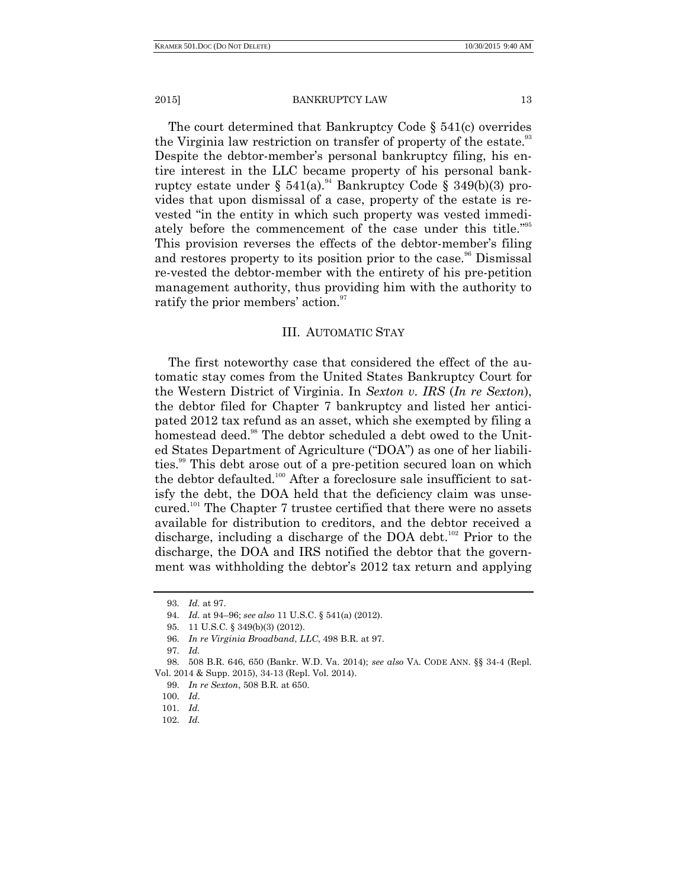The court determined that Bankruptcy Code § 541(c) overrides the Virginia law restriction on transfer of property of the estate.[93] Despite the debtor-member's personal bankruptcy filing, his entire interest in the LLC became property of his personal bankruptcy estate under § 541(a).[94] Bankruptcy Code § 349(b)(3) provides that upon dismissal of a case, property of the estate is revested "in the entity in which such property was vested immediately before the commencement of the case under this title."[95] This provision reverses the effects of the debtor-member's filing and restores property to its position prior to the case.[96] Dismissal re-vested the debtor-member with the entirety of his pre-petition management authority, thus providing him with the authority to ratify the prior members' action.[97]

## III. AUTOMATIC STAY

The first noteworthy case that considered the effect of the automatic stay comes from the United States Bankruptcy Court for the Western District of Virginia. In *Sexton v. IRS* (*In re Sexton*), the debtor filed for Chapter 7 bankruptcy and listed her anticipated 2012 tax refund as an asset, which she exempted by filing a homestead deed.[98] The debtor scheduled a debt owed to the United States Department of Agriculture ("DOA") as one of her liabilities.[99] This debt arose out of a pre-petition secured loan on which the debtor defaulted.[100] After a foreclosure sale insufficient to satisfy the debt, the DOA held that the deficiency claim was unsecured.[101] The Chapter 7 trustee certified that there were no assets available for distribution to creditors, and the debtor received a discharge, including a discharge of the DOA debt.[102] Prior to the discharge, the DOA and IRS notified the debtor that the government was withholding the debtor's 2012 tax return and applying

---

93. *Id.* at 97.

94. *Id.* at 94–96; *see also* 11 U.S.C. § 541(a) (2012).

95. 11 U.S.C. § 349(b)(3) (2012).

96. *In re Virginia Broadband*, *LLC*, 498 B.R. at 97.

97. *Id.*

98. 508 B.R. 646, 650 (Bankr. W.D. Va. 2014); *see also* VA. CODE ANN. §§ 34-4 (Repl. Vol. 2014 & Supp. 2015), 34-13 (Repl. Vol. 2014).

99. *In re Sexton*, 508 B.R. at 650.

100. *Id.*

101. *Id.*

102. *Id.*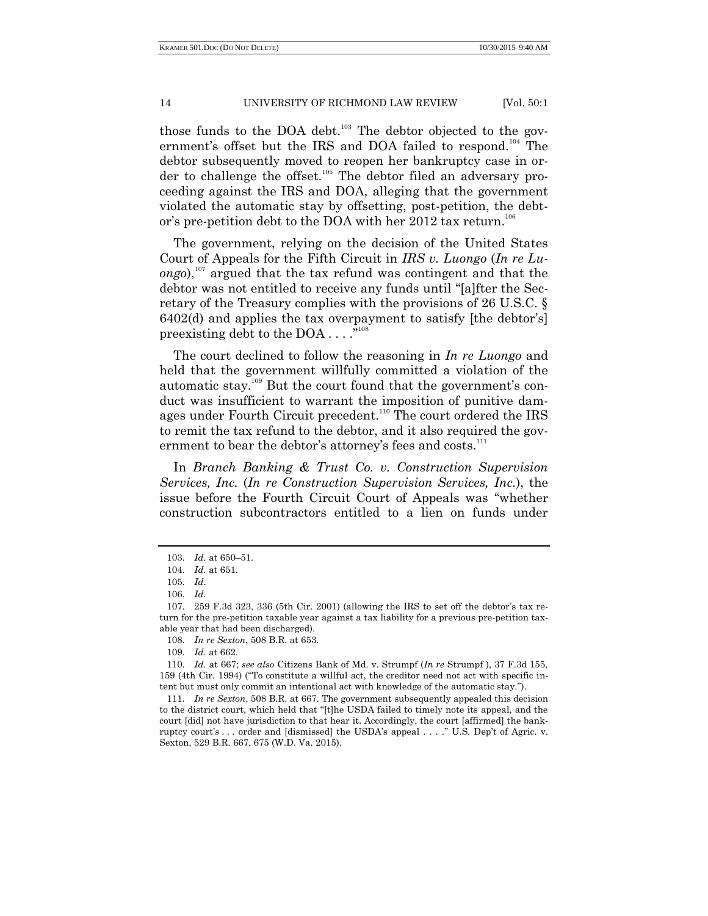those funds to the DOA debt.[103] The debtor objected to the government's offset but the IRS and DOA failed to respond.[104] The debtor subsequently moved to reopen her bankruptcy case in order to challenge the offset.[105] The debtor filed an adversary proceeding against the IRS and DOA, alleging that the government violated the automatic stay by offsetting, post-petition, the debtor's pre-petition debt to the DOA with her 2012 tax return.[106]

The government, relying on the decision of the United States Court of Appeals for the Fifth Circuit in *IRS v. Luongo* (*In re Luongo*),[107] argued that the tax refund was contingent and that the debtor was not entitled to receive any funds until "[a]fter the Secretary of the Treasury complies with the provisions of 26 U.S.C. § 6402(d) and applies the tax overpayment to satisfy [the debtor's] preexisting debt to the DOA . . . ."[108]

The court declined to follow the reasoning in *In re Luongo* and held that the government willfully committed a violation of the automatic stay.[109] But the court found that the government's conduct was insufficient to warrant the imposition of punitive damages under Fourth Circuit precedent.[110] The court ordered the IRS to remit the tax refund to the debtor, and it also required the government to bear the debtor's attorney's fees and costs.[111]

In *Branch Banking & Trust Co. v. Construction Supervision Services, Inc.* (*In re Construction Supervision Services, Inc.*), the issue before the Fourth Circuit Court of Appeals was "whether construction subcontractors entitled to a lien on funds under

---

103. *Id.* at 650–51.

104. *Id.* at 651.

105. *Id*.

106. *Id.*

107. 259 F.3d 323, 336 (5th Cir. 2001) (allowing the IRS to set off the debtor's tax return for the pre-petition taxable year against a tax liability for a previous pre-petition taxable year that had been discharged).

108. *In re Sexton*, 508 B.R. at 653.

109. *Id*. at 662.

110. *Id.* at 667; *see also* Citizens Bank of Md. v. Strumpf (*In re* Strumpf ), 37 F.3d 155, 159 (4th Cir. 1994) ("To constitute a willful act, the creditor need not act with specific intent but must only commit an intentional act with knowledge of the automatic stay.").

111. *In re Sexton*, 508 B.R. at 667. The government subsequently appealed this decision to the district court, which held that "[t]he USDA failed to timely note its appeal, and the court [did] not have jurisdiction to that hear it. Accordingly, the court [affirmed] the bankruptcy court's . . . order and [dismissed] the USDA's appeal . . . ." U.S. Dep't of Agric. v. Sexton, 529 B.R. 667, 675 (W.D. Va. 2015).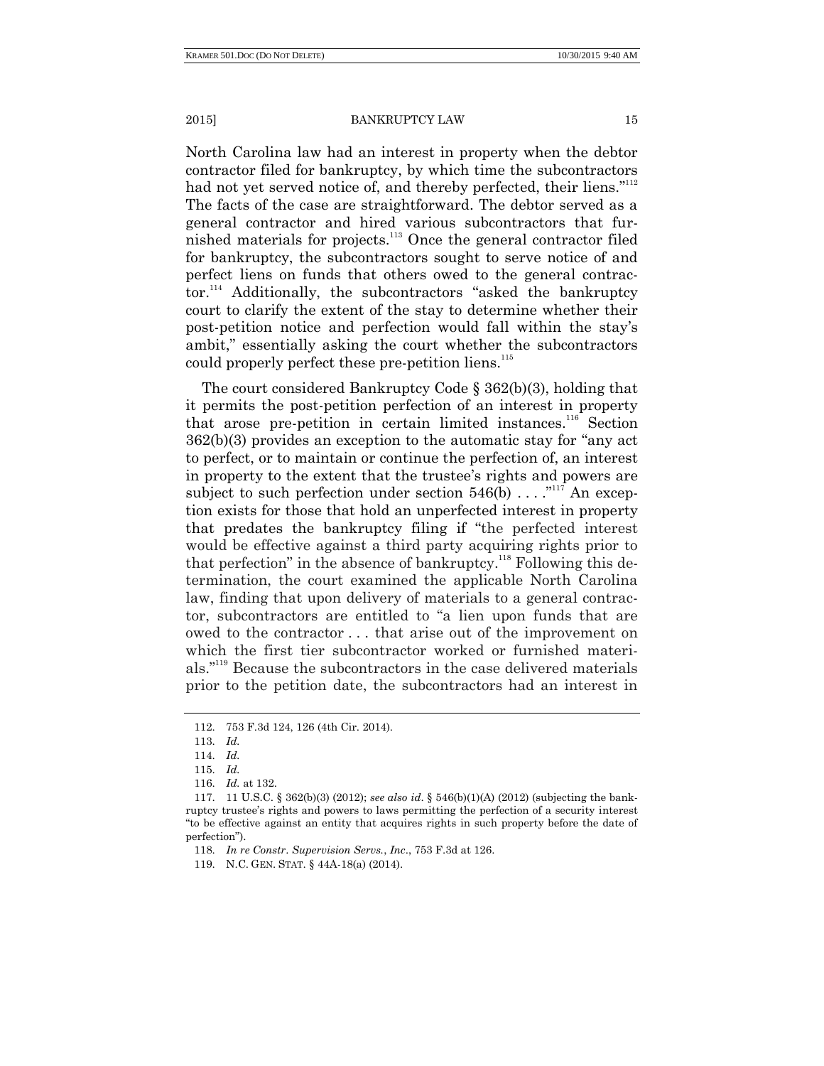North Carolina law had an interest in property when the debtor contractor filed for bankruptcy, by which time the subcontractors had not yet served notice of, and thereby perfected, their liens."[112] The facts of the case are straightforward. The debtor served as a general contractor and hired various subcontractors that furnished materials for projects.[113] Once the general contractor filed for bankruptcy, the subcontractors sought to serve notice of and perfect liens on funds that others owed to the general contractor.[114] Additionally, the subcontractors "asked the bankruptcy court to clarify the extent of the stay to determine whether their post-petition notice and perfection would fall within the stay's ambit," essentially asking the court whether the subcontractors could properly perfect these pre-petition liens.[115]

The court considered Bankruptcy Code § 362(b)(3), holding that it permits the post-petition perfection of an interest in property that arose pre-petition in certain limited instances.[116] Section 362(b)(3) provides an exception to the automatic stay for "any act to perfect, or to maintain or continue the perfection of, an interest in property to the extent that the trustee's rights and powers are subject to such perfection under section 546(b) . . . ."[117] An exception exists for those that hold an unperfected interest in property that predates the bankruptcy filing if "the perfected interest would be effective against a third party acquiring rights prior to that perfection" in the absence of bankruptcy.[118] Following this determination, the court examined the applicable North Carolina law, finding that upon delivery of materials to a general contractor, subcontractors are entitled to "a lien upon funds that are owed to the contractor . . . that arise out of the improvement on which the first tier subcontractor worked or furnished materials."[119] Because the subcontractors in the case delivered materials prior to the petition date, the subcontractors had an interest in

---

112. 753 F.3d 124, 126 (4th Cir. 2014).

113. *Id.*

114. *Id.*

115. *Id.*

116. *Id.* at 132.

117. 11 U.S.C. § 362(b)(3) (2012); *see also id.* § 546(b)(1)(A) (2012) (subjecting the bankruptcy trustee's rights and powers to laws permitting the perfection of a security interest "to be effective against an entity that acquires rights in such property before the date of perfection").

118. *In re Constr. Supervision Servs., Inc.*, 753 F.3d at 126.

119. N.C. GEN. STAT. § 44A-18(a) (2014).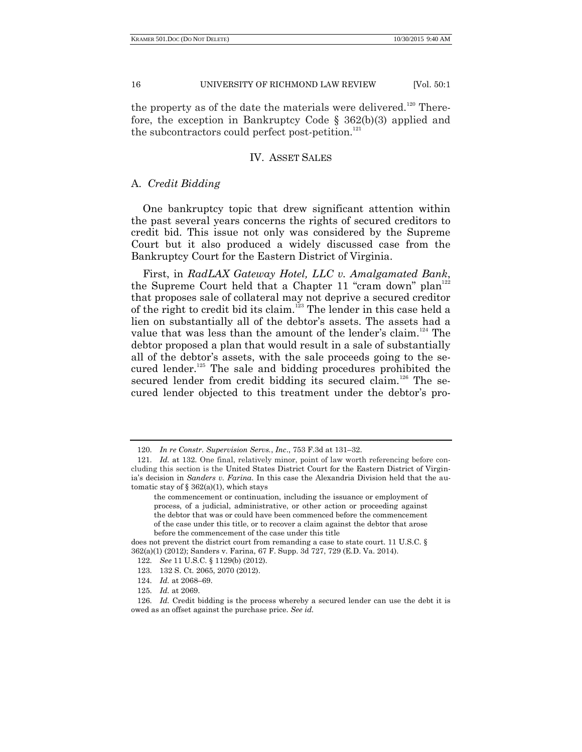the property as of the date the materials were delivered.[120] Therefore, the exception in Bankruptcy Code § 362(b)(3) applied and the subcontractors could perfect post-petition.[121]

## IV. Asset Sales

### A. *Credit Bidding*

One bankruptcy topic that drew significant attention within the past several years concerns the rights of secured creditors to credit bid. This issue not only was considered by the Supreme Court but it also produced a widely discussed case from the Bankruptcy Court for the Eastern District of Virginia.

First, in *RadLAX Gateway Hotel, LLC v. Amalgamated Bank*, the Supreme Court held that a Chapter 11 "cram down" plan[122] that proposes sale of collateral may not deprive a secured creditor of the right to credit bid its claim.[123] The lender in this case held a lien on substantially all of the debtor's assets. The assets had a value that was less than the amount of the lender's claim.[124] The debtor proposed a plan that would result in a sale of substantially all of the debtor's assets, with the sale proceeds going to the secured lender.[125] The sale and bidding procedures prohibited the secured lender from credit bidding its secured claim.[126] The secured lender objected to this treatment under the debtor's pro-

---

120. *In re Constr. Supervision Servs.*, *Inc*., 753 F.3d at 131–32.

121. *Id.* at 132. One final, relatively minor, point of law worth referencing before concluding this section is the United States District Court for the Eastern District of Virginia's decision in *Sanders v. Farina*. In this case the Alexandria Division held that the automatic stay of § 362(a)(1), which stays

> the commencement or continuation, including the issuance or employment of process, of a judicial, administrative, or other action or proceeding against the debtor that was or could have been commenced before the commencement of the case under this title, or to recover a claim against the debtor that arose before the commencement of the case under this title

does not prevent the district court from remanding a case to state court. 11 U.S.C. § 362(a)(1) (2012); Sanders v. Farina, 67 F. Supp. 3d 727, 729 (E.D. Va. 2014).

122. *See* 11 U.S.C. § 1129(b) (2012).

123. 132 S. Ct. 2065, 2070 (2012).

124. *Id.* at 2068–69.

125. *Id.* at 2069.

126. *Id.* Credit bidding is the process whereby a secured lender can use the debt it is owed as an offset against the purchase price. *See id.*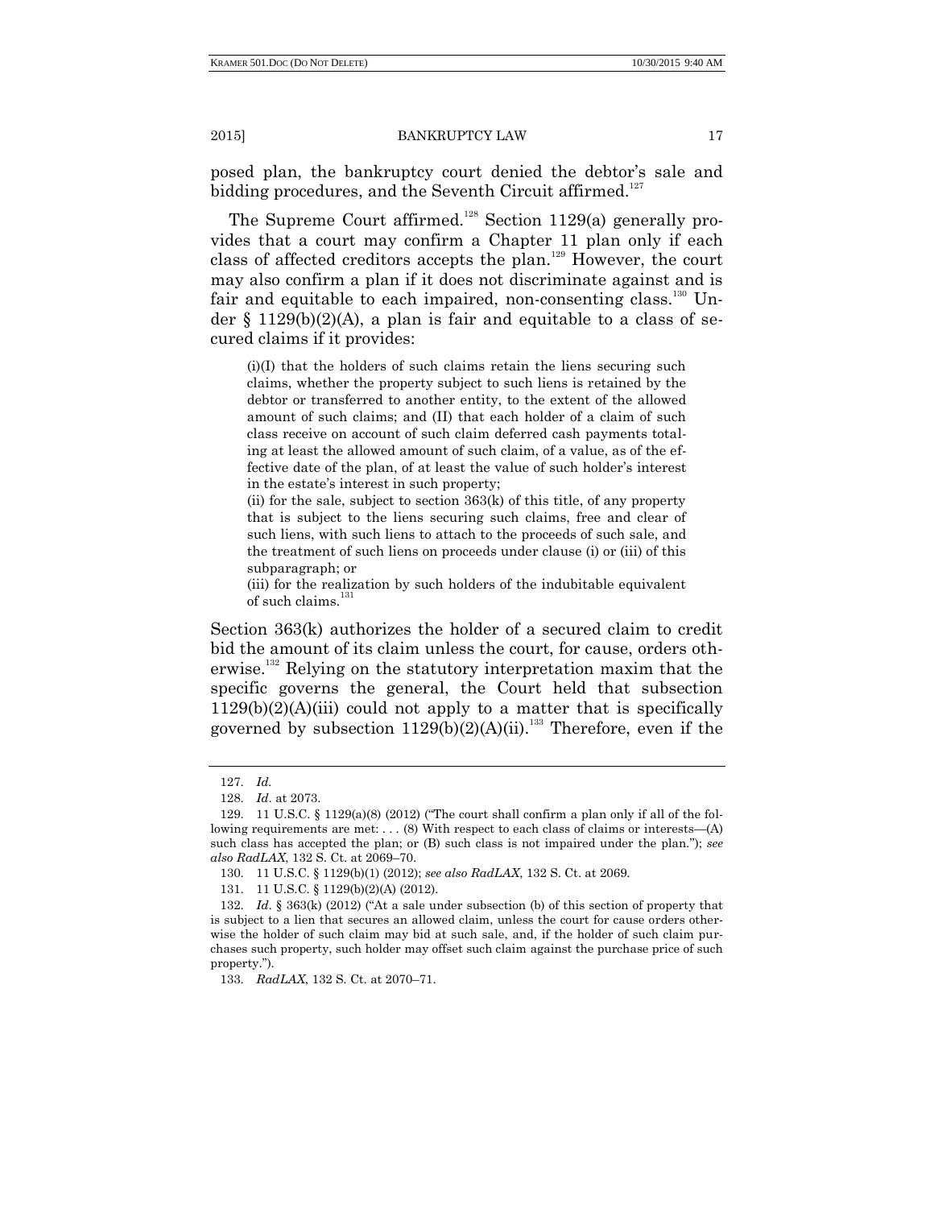posed plan, the bankruptcy court denied the debtor's sale and bidding procedures, and the Seventh Circuit affirmed.[127]

The Supreme Court affirmed.[128] Section 1129(a) generally provides that a court may confirm a Chapter 11 plan only if each class of affected creditors accepts the plan.[129] However, the court may also confirm a plan if it does not discriminate against and is fair and equitable to each impaired, non-consenting class.[130] Under § 1129(b)(2)(A), a plan is fair and equitable to a class of secured claims if it provides:

> (i)(I) that the holders of such claims retain the liens securing such claims, whether the property subject to such liens is retained by the debtor or transferred to another entity, to the extent of the allowed amount of such claims; and (II) that each holder of a claim of such class receive on account of such claim deferred cash payments totaling at least the allowed amount of such claim, of a value, as of the effective date of the plan, of at least the value of such holder's interest in the estate's interest in such property;
>
> (ii) for the sale, subject to section 363(k) of this title, of any property that is subject to the liens securing such claims, free and clear of such liens, with such liens to attach to the proceeds of such sale, and the treatment of such liens on proceeds under clause (i) or (iii) of this subparagraph; or
>
> (iii) for the realization by such holders of the indubitable equivalent of such claims.[131]

Section 363(k) authorizes the holder of a secured claim to credit bid the amount of its claim unless the court, for cause, orders otherwise.[132] Relying on the statutory interpretation maxim that the specific governs the general, the Court held that subsection 1129(b)(2)(A)(iii) could not apply to a matter that is specifically governed by subsection 1129(b)(2)(A)(ii).[133] Therefore, even if the

---

127. *Id.*

128. *Id*. at 2073.

129. 11 U.S.C. § 1129(a)(8) (2012) ("The court shall confirm a plan only if all of the following requirements are met: . . . (8) With respect to each class of claims or interests—(A) such class has accepted the plan; or (B) such class is not impaired under the plan."); *see also RadLAX*, 132 S. Ct. at 2069–70.

130. 11 U.S.C. § 1129(b)(1) (2012); *see also RadLAX*, 132 S. Ct. at 2069.

131. 11 U.S.C. § 1129(b)(2)(A) (2012).

132. *Id*. § 363(k) (2012) ("At a sale under subsection (b) of this section of property that is subject to a lien that secures an allowed claim, unless the court for cause orders otherwise the holder of such claim may bid at such sale, and, if the holder of such claim purchases such property, such holder may offset such claim against the purchase price of such property.").

133. *RadLAX*, 132 S. Ct. at 2070–71.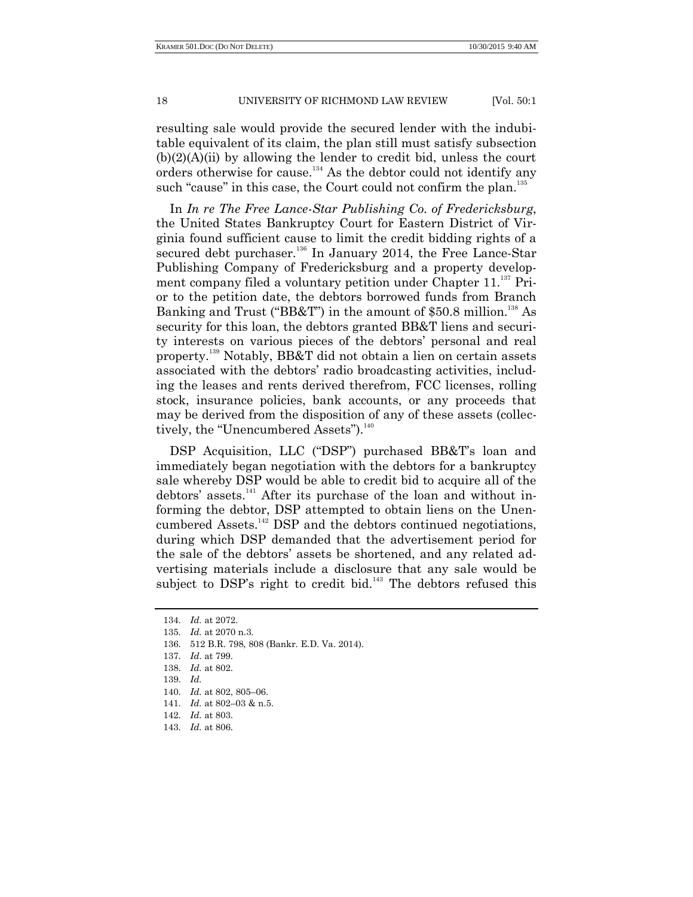resulting sale would provide the secured lender with the indubitable equivalent of its claim, the plan still must satisfy subsection (b)(2)(A)(ii) by allowing the lender to credit bid, unless the court orders otherwise for cause.[134] As the debtor could not identify any such "cause" in this case, the Court could not confirm the plan.[135]

In *In re The Free Lance-Star Publishing Co. of Fredericksburg*, the United States Bankruptcy Court for Eastern District of Virginia found sufficient cause to limit the credit bidding rights of a secured debt purchaser.[136] In January 2014, the Free Lance-Star Publishing Company of Fredericksburg and a property development company filed a voluntary petition under Chapter 11.[137] Prior to the petition date, the debtors borrowed funds from Branch Banking and Trust ("BB&T") in the amount of $50.8 million.[138] As security for this loan, the debtors granted BB&T liens and security interests on various pieces of the debtors' personal and real property.[139] Notably, BB&T did not obtain a lien on certain assets associated with the debtors' radio broadcasting activities, including the leases and rents derived therefrom, FCC licenses, rolling stock, insurance policies, bank accounts, or any proceeds that may be derived from the disposition of any of these assets (collectively, the "Unencumbered Assets").[140]

DSP Acquisition, LLC ("DSP") purchased BB&T's loan and immediately began negotiation with the debtors for a bankruptcy sale whereby DSP would be able to credit bid to acquire all of the debtors' assets.[141] After its purchase of the loan and without informing the debtor, DSP attempted to obtain liens on the Unencumbered Assets.[142] DSP and the debtors continued negotiations, during which DSP demanded that the advertisement period for the sale of the debtors' assets be shortened, and any related advertising materials include a disclosure that any sale would be subject to DSP's right to credit bid.[143] The debtors refused this

134. *Id.* at 2072.
135. *Id.* at 2070 n.3.
136. 512 B.R. 798, 808 (Bankr. E.D. Va. 2014).
137. *Id*. at 799.
138. *Id.* at 802.
139. *Id.*
140. *Id.* at 802, 805–06.
141. *Id.* at 802–03 & n.5.
142. *Id.* at 803.
143. *Id.* at 806.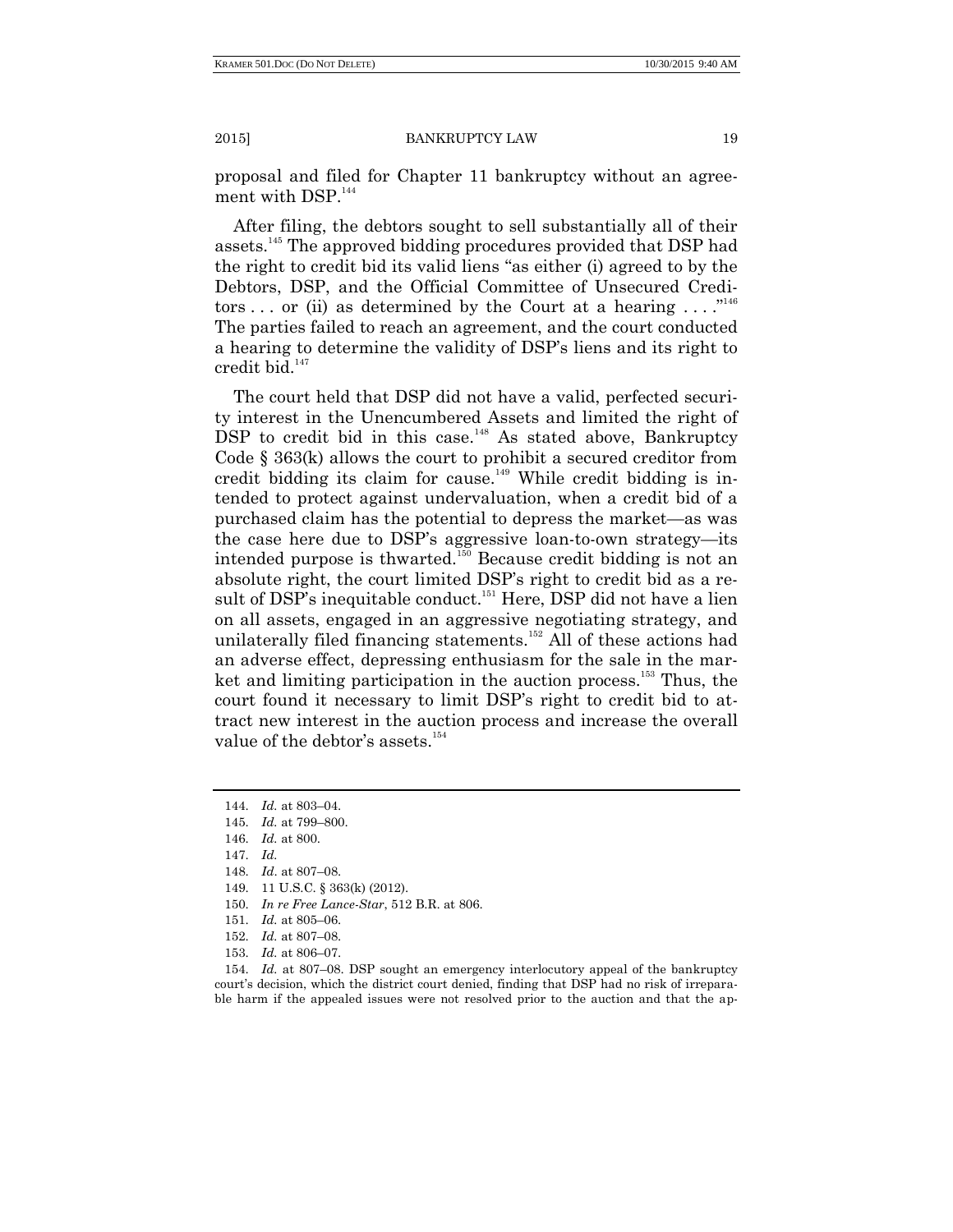proposal and filed for Chapter 11 bankruptcy without an agreement with DSP.[144]

After filing, the debtors sought to sell substantially all of their assets.[145] The approved bidding procedures provided that DSP had the right to credit bid its valid liens "as either (i) agreed to by the Debtors, DSP, and the Official Committee of Unsecured Creditors . . . or (ii) as determined by the Court at a hearing . . . ."[146] The parties failed to reach an agreement, and the court conducted a hearing to determine the validity of DSP's liens and its right to credit bid.[147]

The court held that DSP did not have a valid, perfected security interest in the Unencumbered Assets and limited the right of DSP to credit bid in this case.[148] As stated above, Bankruptcy Code § 363(k) allows the court to prohibit a secured creditor from credit bidding its claim for cause.[149] While credit bidding is intended to protect against undervaluation, when a credit bid of a purchased claim has the potential to depress the market—as was the case here due to DSP's aggressive loan-to-own strategy—its intended purpose is thwarted.[150] Because credit bidding is not an absolute right, the court limited DSP's right to credit bid as a result of DSP's inequitable conduct.[151] Here, DSP did not have a lien on all assets, engaged in an aggressive negotiating strategy, and unilaterally filed financing statements.[152] All of these actions had an adverse effect, depressing enthusiasm for the sale in the market and limiting participation in the auction process.[153] Thus, the court found it necessary to limit DSP's right to credit bid to attract new interest in the auction process and increase the overall value of the debtor's assets.[154]

---

144. *Id.* at 803–04.

145. *Id.* at 799–800.

146. *Id.* at 800.

147. *Id.*

148. *Id*. at 807–08.

149. 11 U.S.C. § 363(k) (2012).

150. *In re Free Lance-Star*, 512 B.R. at 806.

151. *Id.* at 805–06.

152. *Id.* at 807–08.

153. *Id.* at 806–07.

154. *Id.* at 807–08. DSP sought an emergency interlocutory appeal of the bankruptcy court's decision, which the district court denied, finding that DSP had no risk of irreparable harm if the appealed issues were not resolved prior to the auction and that the ap-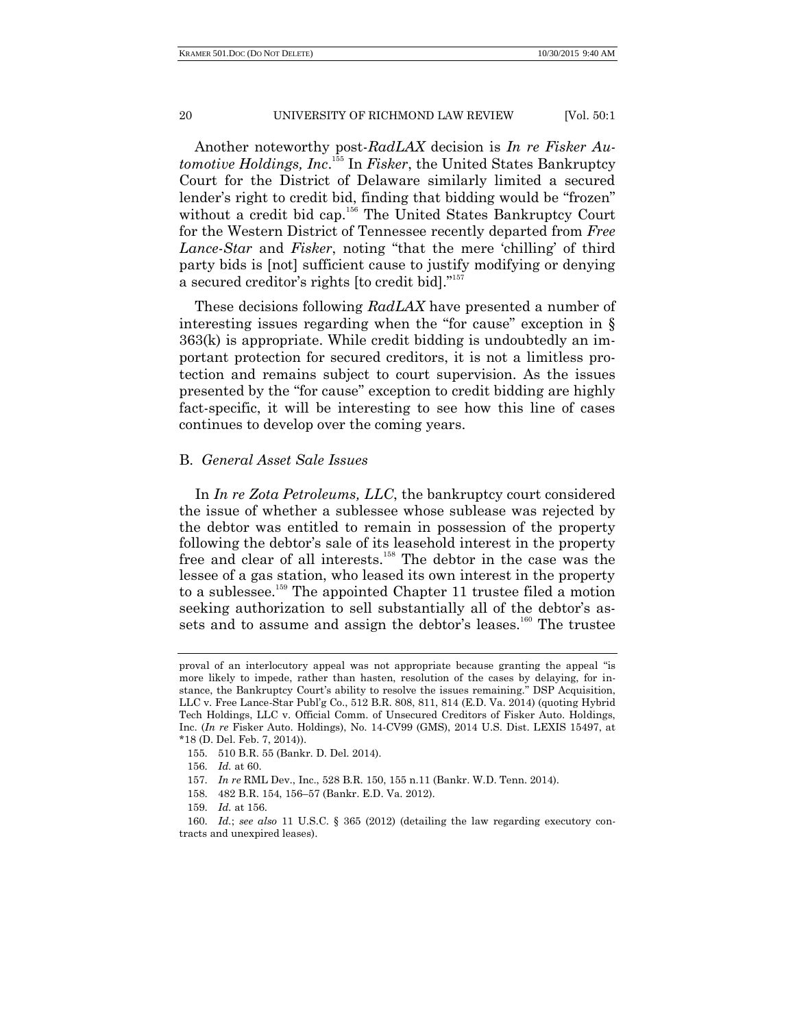Another noteworthy post-*RadLAX* decision is *In re Fisker Automotive Holdings, Inc*.[155] In *Fisker*, the United States Bankruptcy Court for the District of Delaware similarly limited a secured lender's right to credit bid, finding that bidding would be "frozen" without a credit bid cap.[156] The United States Bankruptcy Court for the Western District of Tennessee recently departed from *Free Lance-Star* and *Fisker*, noting "that the mere 'chilling' of third party bids is [not] sufficient cause to justify modifying or denying a secured creditor's rights [to credit bid]."[157]

These decisions following *RadLAX* have presented a number of interesting issues regarding when the "for cause" exception in § 363(k) is appropriate. While credit bidding is undoubtedly an important protection for secured creditors, it is not a limitless protection and remains subject to court supervision. As the issues presented by the "for cause" exception to credit bidding are highly fact-specific, it will be interesting to see how this line of cases continues to develop over the coming years.

## B. *General Asset Sale Issues*

In *In re Zota Petroleums, LLC*, the bankruptcy court considered the issue of whether a sublessee whose sublease was rejected by the debtor was entitled to remain in possession of the property following the debtor's sale of its leasehold interest in the property free and clear of all interests.[158] The debtor in the case was the lessee of a gas station, who leased its own interest in the property to a sublessee.[159] The appointed Chapter 11 trustee filed a motion seeking authorization to sell substantially all of the debtor's assets and to assume and assign the debtor's leases.[160] The trustee

---

proval of an interlocutory appeal was not appropriate because granting the appeal "is more likely to impede, rather than hasten, resolution of the cases by delaying, for instance, the Bankruptcy Court's ability to resolve the issues remaining." DSP Acquisition, LLC v. Free Lance-Star Publ'g Co., 512 B.R. 808, 811, 814 (E.D. Va. 2014) (quoting Hybrid Tech Holdings, LLC v. Official Comm. of Unsecured Creditors of Fisker Auto. Holdings, Inc. (*In re* Fisker Auto. Holdings), No. 14-CV99 (GMS), 2014 U.S. Dist. LEXIS 15497, at *18 (D. Del. Feb. 7, 2014)).

155. 510 B.R. 55 (Bankr. D. Del. 2014).

156. *Id.* at 60.

157. *In re* RML Dev., Inc., 528 B.R. 150, 155 n.11 (Bankr. W.D. Tenn. 2014).

158. 482 B.R. 154, 156–57 (Bankr. E.D. Va. 2012).

159. *Id.* at 156.

160. *Id.*; *see also* 11 U.S.C. § 365 (2012) (detailing the law regarding executory contracts and unexpired leases).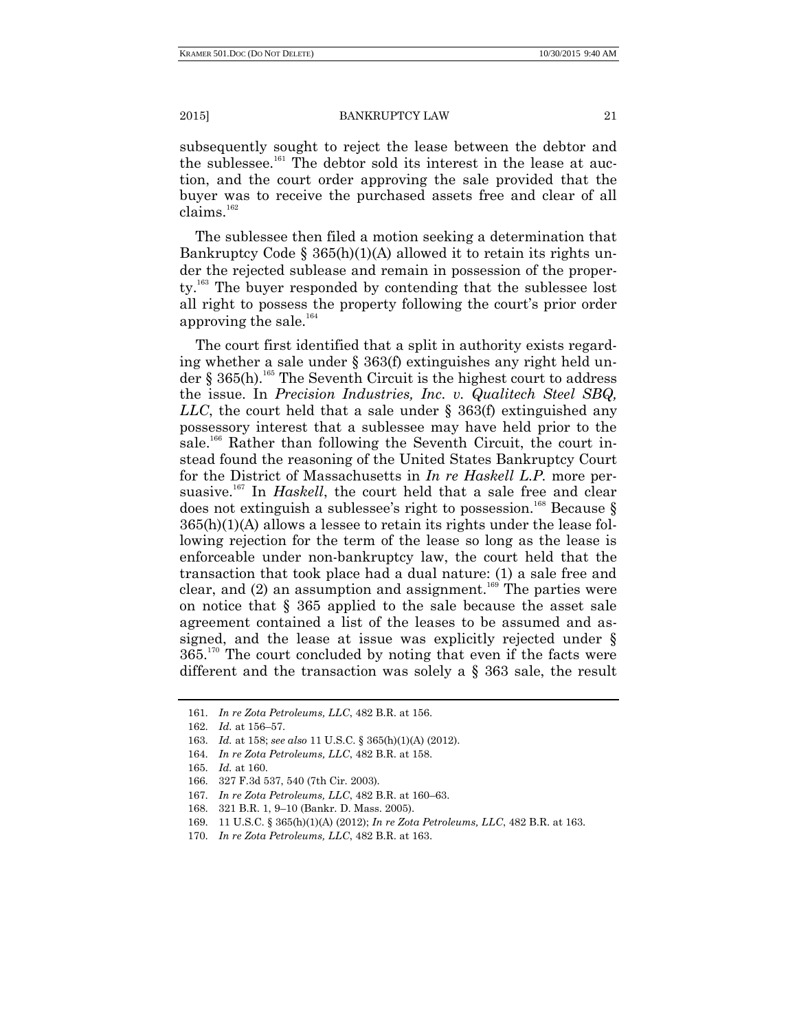subsequently sought to reject the lease between the debtor and the sublessee.[161] The debtor sold its interest in the lease at auction, and the court order approving the sale provided that the buyer was to receive the purchased assets free and clear of all claims.[162]

The sublessee then filed a motion seeking a determination that Bankruptcy Code § 365(h)(1)(A) allowed it to retain its rights under the rejected sublease and remain in possession of the property.[163] The buyer responded by contending that the sublessee lost all right to possess the property following the court's prior order approving the sale.[164]

The court first identified that a split in authority exists regarding whether a sale under § 363(f) extinguishes any right held under § 365(h).[165] The Seventh Circuit is the highest court to address the issue. In *Precision Industries, Inc. v. Qualitech Steel SBQ, LLC*, the court held that a sale under § 363(f) extinguished any possessory interest that a sublessee may have held prior to the sale.[166] Rather than following the Seventh Circuit, the court instead found the reasoning of the United States Bankruptcy Court for the District of Massachusetts in *In re Haskell L.P.* more persuasive.[167] In *Haskell*, the court held that a sale free and clear does not extinguish a sublessee's right to possession.[168] Because § 365(h)(1)(A) allows a lessee to retain its rights under the lease following rejection for the term of the lease so long as the lease is enforceable under non-bankruptcy law, the court held that the transaction that took place had a dual nature: (1) a sale free and clear, and (2) an assumption and assignment.[169] The parties were on notice that § 365 applied to the sale because the asset sale agreement contained a list of the leases to be assumed and assigned, and the lease at issue was explicitly rejected under § 365.[170] The court concluded by noting that even if the facts were different and the transaction was solely a § 363 sale, the result

---

161. *In re Zota Petroleums, LLC*, 482 B.R. at 156.

162. *Id.* at 156–57.

163. *Id.* at 158; *see also* 11 U.S.C. § 365(h)(1)(A) (2012).

164. *In re Zota Petroleums, LLC*, 482 B.R. at 158.

165. *Id.* at 160.

166. 327 F.3d 537, 540 (7th Cir. 2003).

167. *In re Zota Petroleums, LLC*, 482 B.R. at 160–63.

168. 321 B.R. 1, 9–10 (Bankr. D. Mass. 2005).

169. 11 U.S.C. § 365(h)(1)(A) (2012); *In re Zota Petroleums, LLC*, 482 B.R. at 163.

170. *In re Zota Petroleums, LLC*, 482 B.R. at 163.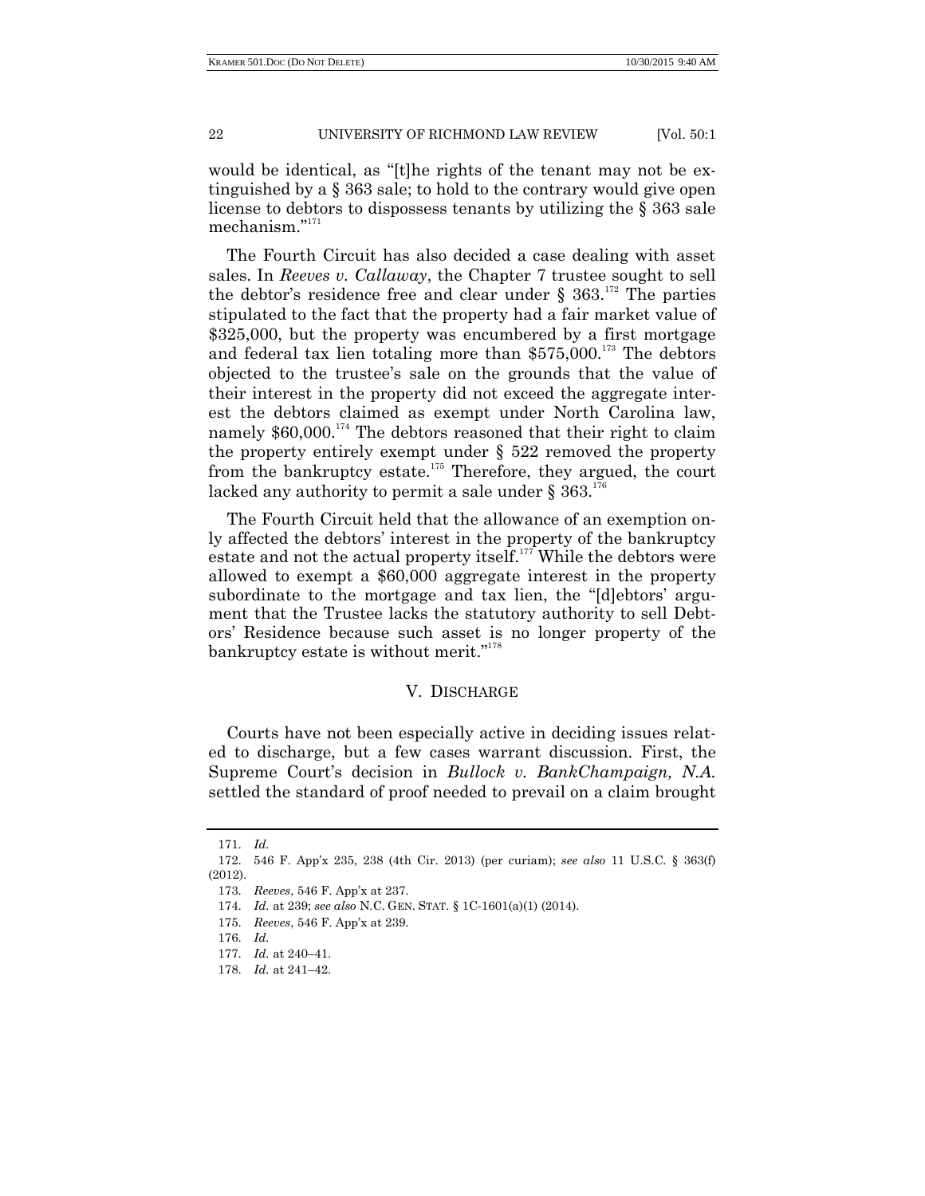would be identical, as "[t]he rights of the tenant may not be extinguished by a § 363 sale; to hold to the contrary would give open license to debtors to dispossess tenants by utilizing the § 363 sale mechanism."[171]

The Fourth Circuit has also decided a case dealing with asset sales. In *Reeves v. Callaway*, the Chapter 7 trustee sought to sell the debtor's residence free and clear under § 363.[172] The parties stipulated to the fact that the property had a fair market value of $325,000, but the property was encumbered by a first mortgage and federal tax lien totaling more than $575,000.[173] The debtors objected to the trustee's sale on the grounds that the value of their interest in the property did not exceed the aggregate interest the debtors claimed as exempt under North Carolina law, namely $60,000.[174] The debtors reasoned that their right to claim the property entirely exempt under § 522 removed the property from the bankruptcy estate.[175] Therefore, they argued, the court lacked any authority to permit a sale under § 363.[176]

The Fourth Circuit held that the allowance of an exemption only affected the debtors' interest in the property of the bankruptcy estate and not the actual property itself.[177] While the debtors were allowed to exempt a $60,000 aggregate interest in the property subordinate to the mortgage and tax lien, the "[d]ebtors' argument that the Trustee lacks the statutory authority to sell Debtors' Residence because such asset is no longer property of the bankruptcy estate is without merit."[178]

## V. DISCHARGE

Courts have not been especially active in deciding issues related to discharge, but a few cases warrant discussion. First, the Supreme Court's decision in *Bullock v. BankChampaign, N.A.* settled the standard of proof needed to prevail on a claim brought

---

171. *Id.*

172. 546 F. App'x 235, 238 (4th Cir. 2013) (per curiam); *see also* 11 U.S.C. § 363(f) (2012).

173. *Reeves*, 546 F. App'x at 237.

174. *Id.* at 239; *see also* N.C. GEN. STAT. § 1C-1601(a)(1) (2014).

175. *Reeves*, 546 F. App'x at 239.

176. *Id.*

177. *Id.* at 240–41.

178. *Id.* at 241–42.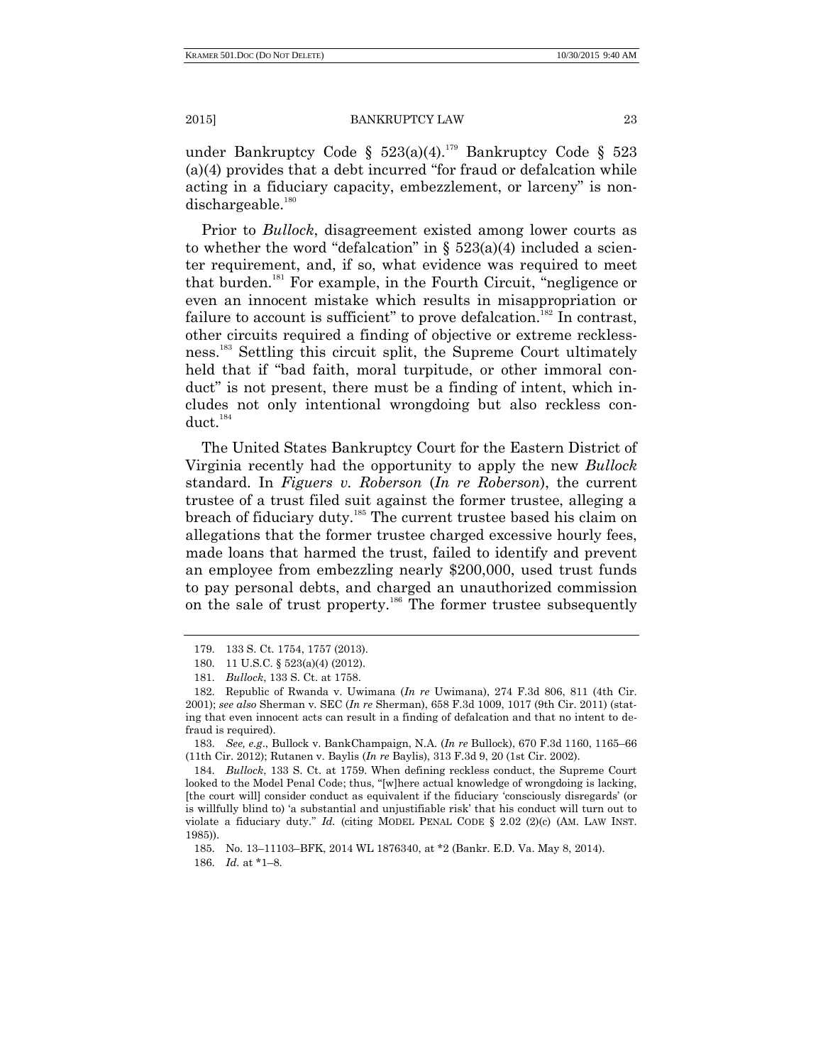under Bankruptcy Code § 523(a)(4).[179] Bankruptcy Code § 523 (a)(4) provides that a debt incurred "for fraud or defalcation while acting in a fiduciary capacity, embezzlement, or larceny" is nondischargeable.[180]

Prior to *Bullock*, disagreement existed among lower courts as to whether the word "defalcation" in § 523(a)(4) included a scienter requirement, and, if so, what evidence was required to meet that burden.[181] For example, in the Fourth Circuit, "negligence or even an innocent mistake which results in misappropriation or failure to account is sufficient" to prove defalcation.[182] In contrast, other circuits required a finding of objective or extreme recklessness.[183] Settling this circuit split, the Supreme Court ultimately held that if "bad faith, moral turpitude, or other immoral conduct" is not present, there must be a finding of intent, which includes not only intentional wrongdoing but also reckless conduct.[184]

The United States Bankruptcy Court for the Eastern District of Virginia recently had the opportunity to apply the new *Bullock* standard. In *Figuers v. Roberson* (*In re Roberson*), the current trustee of a trust filed suit against the former trustee, alleging a breach of fiduciary duty.[185] The current trustee based his claim on allegations that the former trustee charged excessive hourly fees, made loans that harmed the trust, failed to identify and prevent an employee from embezzling nearly $200,000, used trust funds to pay personal debts, and charged an unauthorized commission on the sale of trust property.[186] The former trustee subsequently

---

179. 133 S. Ct. 1754, 1757 (2013).

180. 11 U.S.C. § 523(a)(4) (2012).

181. *Bullock*, 133 S. Ct. at 1758.

182. Republic of Rwanda v. Uwimana (*In re* Uwimana), 274 F.3d 806, 811 (4th Cir. 2001); *see also* Sherman v. SEC (*In re* Sherman), 658 F.3d 1009, 1017 (9th Cir. 2011) (stating that even innocent acts can result in a finding of defalcation and that no intent to defraud is required).

183. *See, e.g.*, Bullock v. BankChampaign, N.A. (*In re* Bullock), 670 F.3d 1160, 1165–66 (11th Cir. 2012); Rutanen v. Baylis (*In re* Baylis), 313 F.3d 9, 20 (1st Cir. 2002).

184. *Bullock*, 133 S. Ct. at 1759. When defining reckless conduct, the Supreme Court looked to the Model Penal Code; thus, "[w]here actual knowledge of wrongdoing is lacking, [the court will] consider conduct as equivalent if the fiduciary 'consciously disregards' (or is willfully blind to) 'a substantial and unjustifiable risk' that his conduct will turn out to violate a fiduciary duty." *Id.* (citing MODEL PENAL CODE § 2.02 (2)(c) (AM. LAW INST. 1985)).

185. No. 13–11103–BFK, 2014 WL 1876340, at *2 (Bankr. E.D. Va. May 8, 2014).

186. *Id.* at *1–8.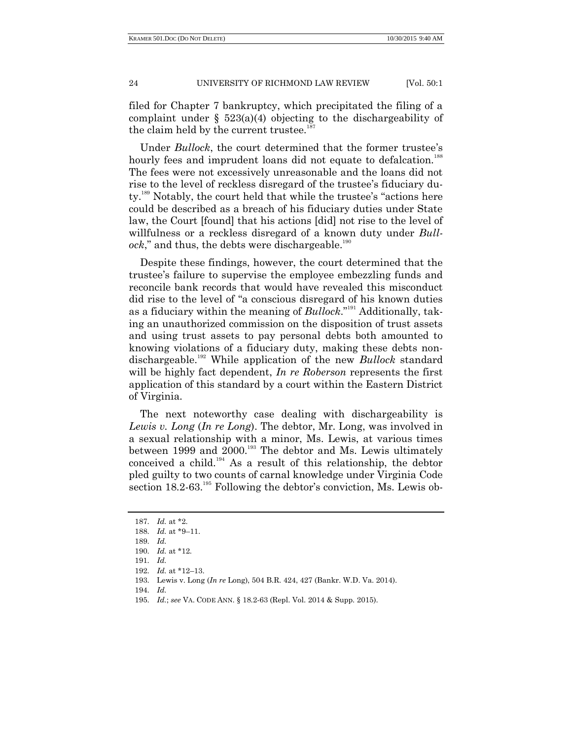filed for Chapter 7 bankruptcy, which precipitated the filing of a complaint under § 523(a)(4) objecting to the dischargeability of the claim held by the current trustee.[187]

Under *Bullock*, the court determined that the former trustee's hourly fees and imprudent loans did not equate to defalcation.[188] The fees were not excessively unreasonable and the loans did not rise to the level of reckless disregard of the trustee's fiduciary duty.[189] Notably, the court held that while the trustee's "actions here could be described as a breach of his fiduciary duties under State law, the Court [found] that his actions [did] not rise to the level of willfulness or a reckless disregard of a known duty under *Bullock*," and thus, the debts were dischargeable.[190]

Despite these findings, however, the court determined that the trustee's failure to supervise the employee embezzling funds and reconcile bank records that would have revealed this misconduct did rise to the level of "a conscious disregard of his known duties as a fiduciary within the meaning of *Bullock*."[191] Additionally, taking an unauthorized commission on the disposition of trust assets and using trust assets to pay personal debts both amounted to knowing violations of a fiduciary duty, making these debts nondischargeable.[192] While application of the new *Bullock* standard will be highly fact dependent, *In re Roberson* represents the first application of this standard by a court within the Eastern District of Virginia.

The next noteworthy case dealing with dischargeability is *Lewis v. Long* (*In re Long*). The debtor, Mr. Long, was involved in a sexual relationship with a minor, Ms. Lewis, at various times between 1999 and 2000.[193] The debtor and Ms. Lewis ultimately conceived a child.[194] As a result of this relationship, the debtor pled guilty to two counts of carnal knowledge under Virginia Code section 18.2-63.[195] Following the debtor's conviction, Ms. Lewis ob-

187. *Id.* at *2.
188. *Id.* at *9–11.
189. *Id.*
190. *Id.* at *12.
191. *Id.*
192. *Id.* at *12–13.
193. Lewis v. Long (*In re* Long), 504 B.R. 424, 427 (Bankr. W.D. Va. 2014).
194. *Id.*
195. *Id.*; *see* VA. CODE ANN. § 18.2-63 (Repl. Vol. 2014 & Supp. 2015).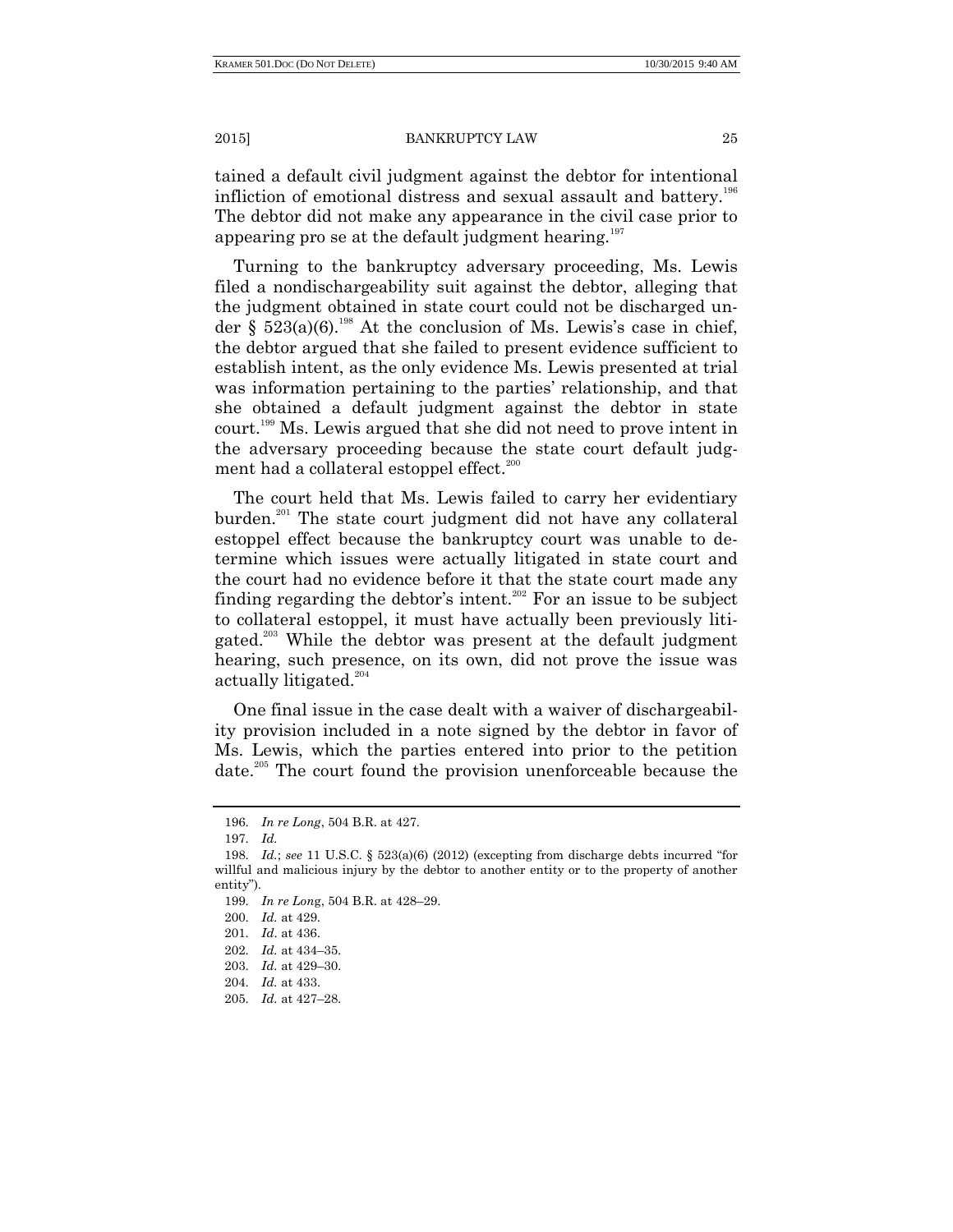tained a default civil judgment against the debtor for intentional infliction of emotional distress and sexual assault and battery.[196] The debtor did not make any appearance in the civil case prior to appearing pro se at the default judgment hearing.[197]

Turning to the bankruptcy adversary proceeding, Ms. Lewis filed a nondischargeability suit against the debtor, alleging that the judgment obtained in state court could not be discharged under § 523(a)(6).[198] At the conclusion of Ms. Lewis's case in chief, the debtor argued that she failed to present evidence sufficient to establish intent, as the only evidence Ms. Lewis presented at trial was information pertaining to the parties' relationship, and that she obtained a default judgment against the debtor in state court.[199] Ms. Lewis argued that she did not need to prove intent in the adversary proceeding because the state court default judgment had a collateral estoppel effect.[200]

The court held that Ms. Lewis failed to carry her evidentiary burden.[201] The state court judgment did not have any collateral estoppel effect because the bankruptcy court was unable to determine which issues were actually litigated in state court and the court had no evidence before it that the state court made any finding regarding the debtor's intent.[202] For an issue to be subject to collateral estoppel, it must have actually been previously litigated.[203] While the debtor was present at the default judgment hearing, such presence, on its own, did not prove the issue was actually litigated.[204]

One final issue in the case dealt with a waiver of dischargeability provision included in a note signed by the debtor in favor of Ms. Lewis, which the parties entered into prior to the petition date.[205] The court found the provision unenforceable because the

---

196. *In re Long*, 504 B.R. at 427.

197. *Id.*

198. *Id.*; *see* 11 U.S.C. § 523(a)(6) (2012) (excepting from discharge debts incurred "for willful and malicious injury by the debtor to another entity or to the property of another entity").

199. *In re Long*, 504 B.R. at 428–29.

200. *Id.* at 429.

201. *Id*. at 436.

202. *Id.* at 434–35.

203. *Id.* at 429–30.

204. *Id.* at 433.

205. *Id.* at 427–28.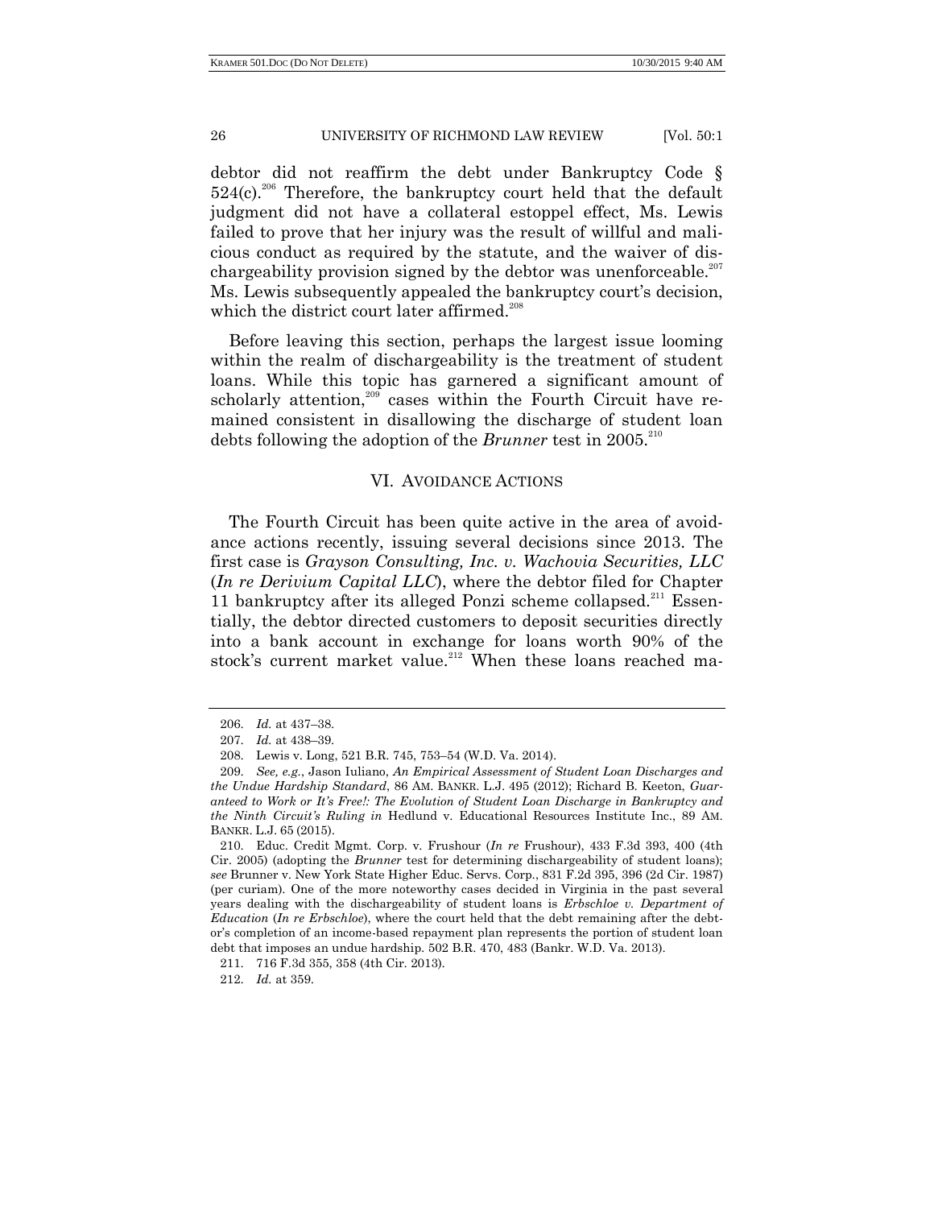debtor did not reaffirm the debt under Bankruptcy Code § 524(c).[206] Therefore, the bankruptcy court held that the default judgment did not have a collateral estoppel effect, Ms. Lewis failed to prove that her injury was the result of willful and malicious conduct as required by the statute, and the waiver of dischargeability provision signed by the debtor was unenforceable.[207] Ms. Lewis subsequently appealed the bankruptcy court's decision, which the district court later affirmed.[208]

Before leaving this section, perhaps the largest issue looming within the realm of dischargeability is the treatment of student loans. While this topic has garnered a significant amount of scholarly attention,[209] cases within the Fourth Circuit have remained consistent in disallowing the discharge of student loan debts following the adoption of the *Brunner* test in 2005.[210]

## VI. AVOIDANCE ACTIONS

The Fourth Circuit has been quite active in the area of avoidance actions recently, issuing several decisions since 2013. The first case is *Grayson Consulting, Inc. v. Wachovia Securities, LLC* (*In re Derivium Capital LLC*), where the debtor filed for Chapter 11 bankruptcy after its alleged Ponzi scheme collapsed.[211] Essentially, the debtor directed customers to deposit securities directly into a bank account in exchange for loans worth 90% of the stock's current market value.[212] When these loans reached ma-

---

206. *Id.* at 437–38.

207. *Id.* at 438–39.

208. Lewis v. Long, 521 B.R. 745, 753–54 (W.D. Va. 2014).

209. *See, e.g.*, Jason Iuliano, *An Empirical Assessment of Student Loan Discharges and the Undue Hardship Standard*, 86 AM. BANKR. L.J. 495 (2012); Richard B. Keeton, *Guaranteed to Work or It's Free!: The Evolution of Student Loan Discharge in Bankruptcy and the Ninth Circuit's Ruling in* Hedlund v. Educational Resources Institute Inc., 89 AM. BANKR. L.J. 65 (2015).

210. Educ. Credit Mgmt. Corp. v. Frushour (*In re* Frushour), 433 F.3d 393, 400 (4th Cir. 2005) (adopting the *Brunner* test for determining dischargeability of student loans); *see* Brunner v. New York State Higher Educ. Servs. Corp., 831 F.2d 395, 396 (2d Cir. 1987) (per curiam). One of the more noteworthy cases decided in Virginia in the past several years dealing with the dischargeability of student loans is *Erbschloe v. Department of Education* (*In re Erbschloe*), where the court held that the debt remaining after the debtor's completion of an income-based repayment plan represents the portion of student loan debt that imposes an undue hardship. 502 B.R. 470, 483 (Bankr. W.D. Va. 2013).

211. 716 F.3d 355, 358 (4th Cir. 2013).

212. *Id.* at 359.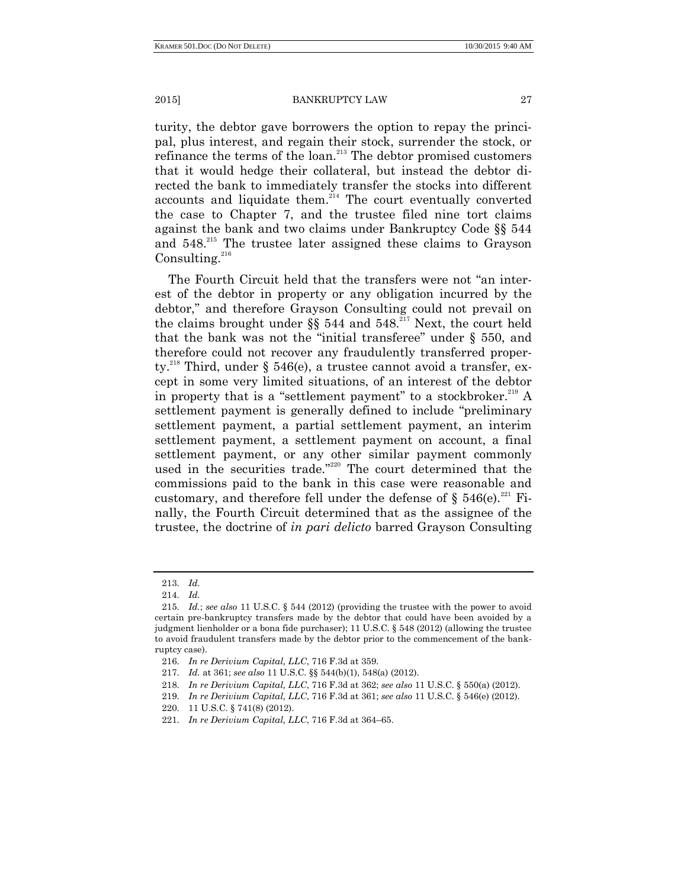turity, the debtor gave borrowers the option to repay the principal, plus interest, and regain their stock, surrender the stock, or refinance the terms of the loan.[213] The debtor promised customers that it would hedge their collateral, but instead the debtor directed the bank to immediately transfer the stocks into different accounts and liquidate them.[214] The court eventually converted the case to Chapter 7, and the trustee filed nine tort claims against the bank and two claims under Bankruptcy Code §§ 544 and 548.[215] The trustee later assigned these claims to Grayson Consulting.[216]

The Fourth Circuit held that the transfers were not "an interest of the debtor in property or any obligation incurred by the debtor," and therefore Grayson Consulting could not prevail on the claims brought under §§ 544 and 548.[217] Next, the court held that the bank was not the "initial transferee" under § 550, and therefore could not recover any fraudulently transferred property.[218] Third, under § 546(e), a trustee cannot avoid a transfer, except in some very limited situations, of an interest of the debtor in property that is a "settlement payment" to a stockbroker.[219] A settlement payment is generally defined to include "preliminary settlement payment, a partial settlement payment, an interim settlement payment, a settlement payment on account, a final settlement payment, or any other similar payment commonly used in the securities trade."[220] The court determined that the commissions paid to the bank in this case were reasonable and customary, and therefore fell under the defense of § 546(e).[221] Finally, the Fourth Circuit determined that as the assignee of the trustee, the doctrine of *in pari delicto* barred Grayson Consulting

---

213. *Id.*

214. *Id.*

215. *Id.*; *see also* 11 U.S.C. § 544 (2012) (providing the trustee with the power to avoid certain pre-bankruptcy transfers made by the debtor that could have been avoided by a judgment lienholder or a bona fide purchaser); 11 U.S.C. § 548 (2012) (allowing the trustee to avoid fraudulent transfers made by the debtor prior to the commencement of the bankruptcy case).

216. *In re Derivium Capital, LLC*, 716 F.3d at 359.

217. *Id.* at 361; *see also* 11 U.S.C. §§ 544(b)(1), 548(a) (2012).

218. *In re Derivium Capital, LLC*, 716 F.3d at 362; *see also* 11 U.S.C. § 550(a) (2012).

219. *In re Derivium Capital, LLC*, 716 F.3d at 361; *see also* 11 U.S.C. § 546(e) (2012).

220. 11 U.S.C. § 741(8) (2012).

221. *In re Derivium Capital, LLC*, 716 F.3d at 364–65.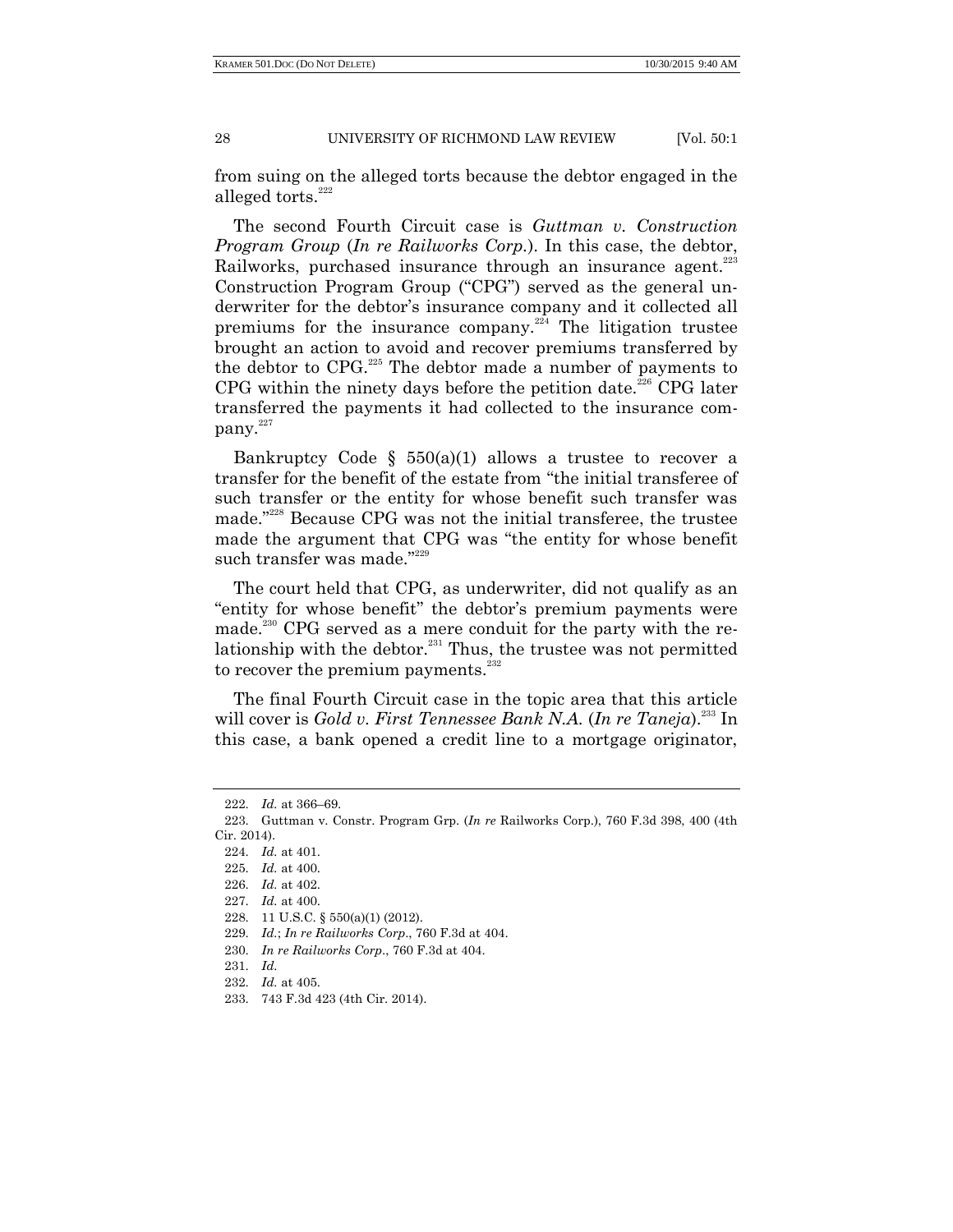from suing on the alleged torts because the debtor engaged in the alleged torts.[222]

The second Fourth Circuit case is *Guttman v. Construction Program Group* (*In re Railworks Corp.*). In this case, the debtor, Railworks, purchased insurance through an insurance agent.[223] Construction Program Group ("CPG") served as the general underwriter for the debtor's insurance company and it collected all premiums for the insurance company.[224] The litigation trustee brought an action to avoid and recover premiums transferred by the debtor to CPG.[225] The debtor made a number of payments to CPG within the ninety days before the petition date.[226] CPG later transferred the payments it had collected to the insurance company.[227]

Bankruptcy Code § 550(a)(1) allows a trustee to recover a transfer for the benefit of the estate from "the initial transferee of such transfer or the entity for whose benefit such transfer was made."[228] Because CPG was not the initial transferee, the trustee made the argument that CPG was "the entity for whose benefit such transfer was made."[229]

The court held that CPG, as underwriter, did not qualify as an "entity for whose benefit" the debtor's premium payments were made.[230] CPG served as a mere conduit for the party with the relationship with the debtor.[231] Thus, the trustee was not permitted to recover the premium payments.[232]

The final Fourth Circuit case in the topic area that this article will cover is *Gold v. First Tennessee Bank N.A.* (*In re Taneja*).[233] In this case, a bank opened a credit line to a mortgage originator,

222. *Id.* at 366–69.

223. Guttman v. Constr. Program Grp. (*In re* Railworks Corp.), 760 F.3d 398, 400 (4th Cir. 2014).

224. *Id.* at 401.

225. *Id.* at 400.

226. *Id.* at 402.

227. *Id.* at 400.

228. 11 U.S.C. § 550(a)(1) (2012).

229. *Id.*; *In re Railworks Corp.*, 760 F.3d at 404.

230. *In re Railworks Corp.*, 760 F.3d at 404.

231. *Id.*

232. *Id.* at 405.

233. 743 F.3d 423 (4th Cir. 2014).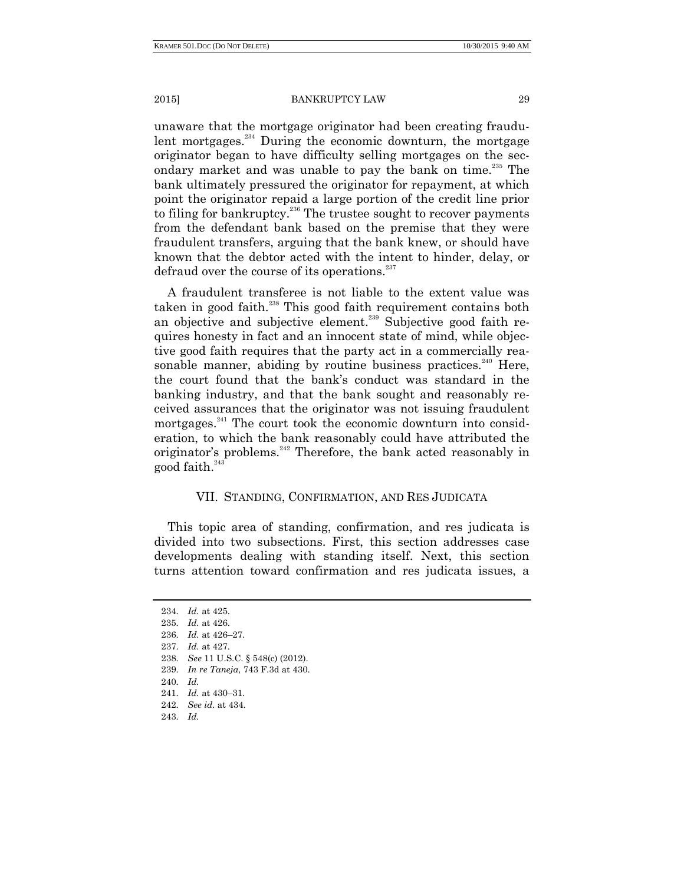unaware that the mortgage originator had been creating fraudulent mortgages.[234] During the economic downturn, the mortgage originator began to have difficulty selling mortgages on the secondary market and was unable to pay the bank on time.[235] The bank ultimately pressured the originator for repayment, at which point the originator repaid a large portion of the credit line prior to filing for bankruptcy.[236] The trustee sought to recover payments from the defendant bank based on the premise that they were fraudulent transfers, arguing that the bank knew, or should have known that the debtor acted with the intent to hinder, delay, or defraud over the course of its operations.[237]

A fraudulent transferee is not liable to the extent value was taken in good faith.[238] This good faith requirement contains both an objective and subjective element.[239] Subjective good faith requires honesty in fact and an innocent state of mind, while objective good faith requires that the party act in a commercially reasonable manner, abiding by routine business practices.[240] Here, the court found that the bank's conduct was standard in the banking industry, and that the bank sought and reasonably received assurances that the originator was not issuing fraudulent mortgages.[241] The court took the economic downturn into consideration, to which the bank reasonably could have attributed the originator's problems.[242] Therefore, the bank acted reasonably in good faith.[243]

## VII. STANDING, CONFIRMATION, AND RES JUDICATA

This topic area of standing, confirmation, and res judicata is divided into two subsections. First, this section addresses case developments dealing with standing itself. Next, this section turns attention toward confirmation and res judicata issues, a

---

234. *Id.* at 425.
235. *Id.* at 426.
236. *Id.* at 426–27.
237. *Id.* at 427.
238. *See* 11 U.S.C. § 548(c) (2012).
239. *In re Taneja*, 743 F.3d at 430.
240. *Id.*
241. *Id.* at 430–31.
242. *See id.* at 434.
243. *Id.*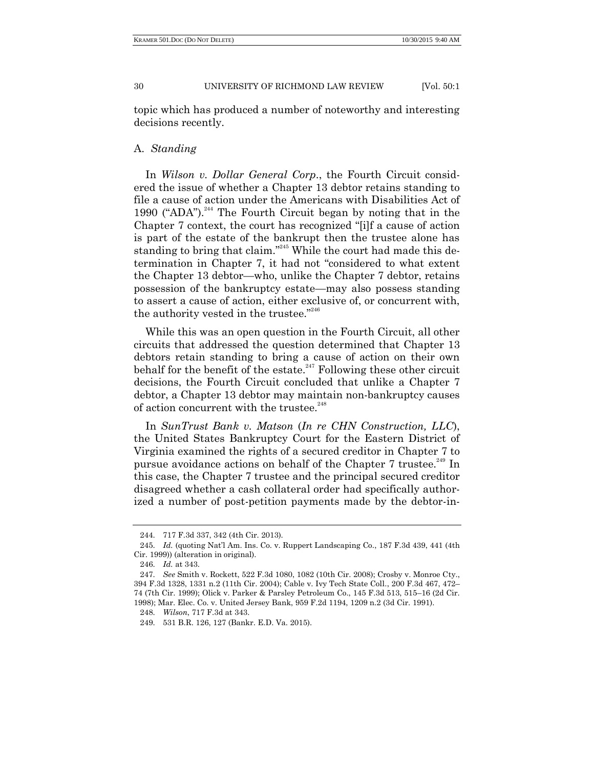topic which has produced a number of noteworthy and interesting decisions recently.

### A. *Standing*

In *Wilson v. Dollar General Corp.*, the Fourth Circuit considered the issue of whether a Chapter 13 debtor retains standing to file a cause of action under the Americans with Disabilities Act of 1990 ("ADA").[244] The Fourth Circuit began by noting that in the Chapter 7 context, the court has recognized "[i]f a cause of action is part of the estate of the bankrupt then the trustee alone has standing to bring that claim."[245] While the court had made this determination in Chapter 7, it had not "considered to what extent the Chapter 13 debtor—who, unlike the Chapter 7 debtor, retains possession of the bankruptcy estate—may also possess standing to assert a cause of action, either exclusive of, or concurrent with, the authority vested in the trustee."[246]

While this was an open question in the Fourth Circuit, all other circuits that addressed the question determined that Chapter 13 debtors retain standing to bring a cause of action on their own behalf for the benefit of the estate.[247] Following these other circuit decisions, the Fourth Circuit concluded that unlike a Chapter 7 debtor, a Chapter 13 debtor may maintain non-bankruptcy causes of action concurrent with the trustee.[248]

In *SunTrust Bank v. Matson* (*In re CHN Construction, LLC*), the United States Bankruptcy Court for the Eastern District of Virginia examined the rights of a secured creditor in Chapter 7 to pursue avoidance actions on behalf of the Chapter 7 trustee.[249] In this case, the Chapter 7 trustee and the principal secured creditor disagreed whether a cash collateral order had specifically authorized a number of post-petition payments made by the debtor-in-

---

244. 717 F.3d 337, 342 (4th Cir. 2013).

245. *Id.* (quoting Nat'l Am. Ins. Co. v. Ruppert Landscaping Co., 187 F.3d 439, 441 (4th Cir. 1999)) (alteration in original).

246. *Id.* at 343.

247. *See* Smith v. Rockett, 522 F.3d 1080, 1082 (10th Cir. 2008); Crosby v. Monroe Cty., 394 F.3d 1328, 1331 n.2 (11th Cir. 2004); Cable v. Ivy Tech State Coll., 200 F.3d 467, 472–74 (7th Cir. 1999); Olick v. Parker & Parsley Petroleum Co., 145 F.3d 513, 515–16 (2d Cir. 1998); Mar. Elec. Co. v. United Jersey Bank, 959 F.2d 1194, 1209 n.2 (3d Cir. 1991).

248. *Wilson*, 717 F.3d at 343.

249. 531 B.R. 126, 127 (Bankr. E.D. Va. 2015).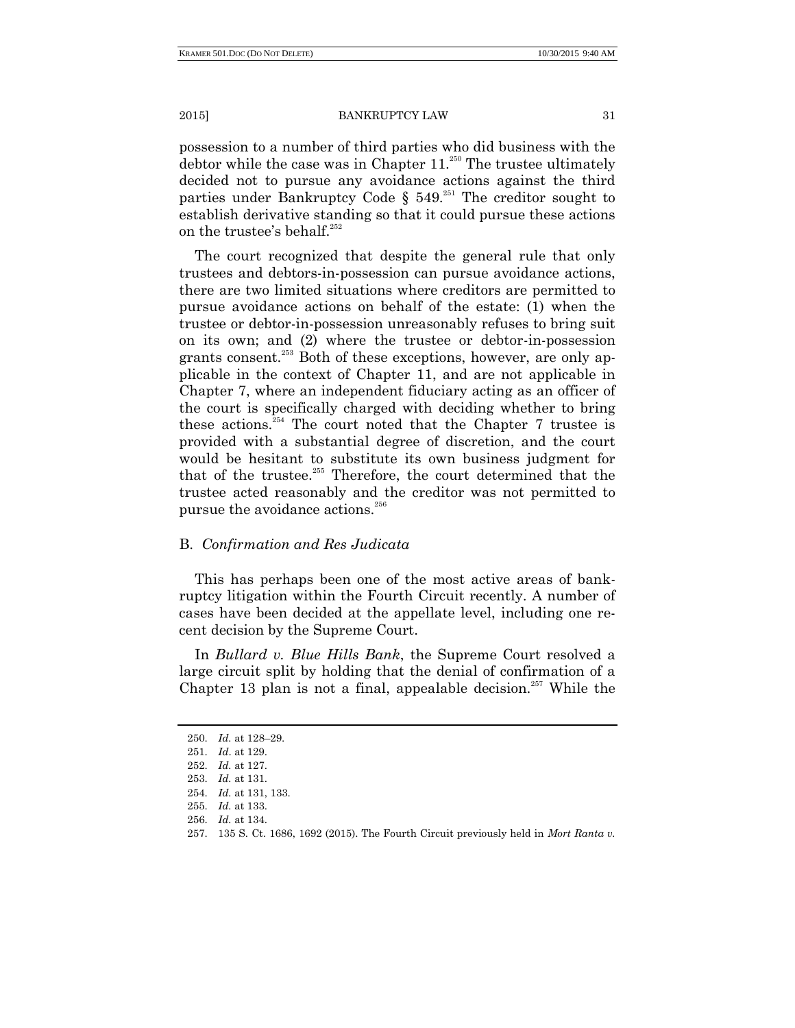possession to a number of third parties who did business with the debtor while the case was in Chapter 11.[250] The trustee ultimately decided not to pursue any avoidance actions against the third parties under Bankruptcy Code § 549.[251] The creditor sought to establish derivative standing so that it could pursue these actions on the trustee's behalf.[252]

The court recognized that despite the general rule that only trustees and debtors-in-possession can pursue avoidance actions, there are two limited situations where creditors are permitted to pursue avoidance actions on behalf of the estate: (1) when the trustee or debtor-in-possession unreasonably refuses to bring suit on its own; and (2) where the trustee or debtor-in-possession grants consent.[253] Both of these exceptions, however, are only applicable in the context of Chapter 11, and are not applicable in Chapter 7, where an independent fiduciary acting as an officer of the court is specifically charged with deciding whether to bring these actions.[254] The court noted that the Chapter 7 trustee is provided with a substantial degree of discretion, and the court would be hesitant to substitute its own business judgment for that of the trustee.[255] Therefore, the court determined that the trustee acted reasonably and the creditor was not permitted to pursue the avoidance actions.[256]

### B. *Confirmation and Res Judicata*

This has perhaps been one of the most active areas of bankruptcy litigation within the Fourth Circuit recently. A number of cases have been decided at the appellate level, including one recent decision by the Supreme Court.

In *Bullard v. Blue Hills Bank*, the Supreme Court resolved a large circuit split by holding that the denial of confirmation of a Chapter 13 plan is not a final, appealable decision.[257] While the

---

250. *Id.* at 128–29.
251. *Id*. at 129.
252. *Id.* at 127.
253. *Id.* at 131.
254. *Id.* at 131, 133.
255. *Id.* at 133.
256. *Id.* at 134.
257. 135 S. Ct. 1686, 1692 (2015). The Fourth Circuit previously held in *Mort Ranta v.*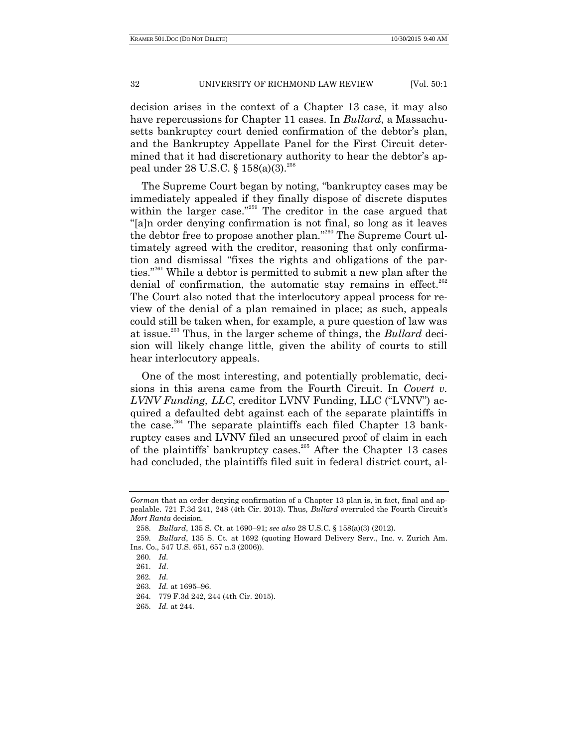decision arises in the context of a Chapter 13 case, it may also have repercussions for Chapter 11 cases. In *Bullard*, a Massachusetts bankruptcy court denied confirmation of the debtor's plan, and the Bankruptcy Appellate Panel for the First Circuit determined that it had discretionary authority to hear the debtor's appeal under 28 U.S.C. § 158(a)(3).[258]

The Supreme Court began by noting, "bankruptcy cases may be immediately appealed if they finally dispose of discrete disputes within the larger case."[259] The creditor in the case argued that "[a]n order denying confirmation is not final, so long as it leaves the debtor free to propose another plan."[260] The Supreme Court ultimately agreed with the creditor, reasoning that only confirmation and dismissal "fixes the rights and obligations of the parties."[261] While a debtor is permitted to submit a new plan after the denial of confirmation, the automatic stay remains in effect.[262] The Court also noted that the interlocutory appeal process for review of the denial of a plan remained in place; as such, appeals could still be taken when, for example, a pure question of law was at issue.[263] Thus, in the larger scheme of things, the *Bullard* decision will likely change little, given the ability of courts to still hear interlocutory appeals.

One of the most interesting, and potentially problematic, decisions in this arena came from the Fourth Circuit. In *Covert v. LVNV Funding, LLC*, creditor LVNV Funding, LLC ("LVNV") acquired a defaulted debt against each of the separate plaintiffs in the case.[264] The separate plaintiffs each filed Chapter 13 bankruptcy cases and LVNV filed an unsecured proof of claim in each of the plaintiffs' bankruptcy cases.[265] After the Chapter 13 cases had concluded, the plaintiffs filed suit in federal district court, al-

---

*Gorman* that an order denying confirmation of a Chapter 13 plan is, in fact, final and appealable. 721 F.3d 241, 248 (4th Cir. 2013). Thus, *Bullard* overruled the Fourth Circuit's *Mort Ranta* decision.

258. *Bullard*, 135 S. Ct. at 1690–91; *see also* 28 U.S.C. § 158(a)(3) (2012).

259. *Bullard*, 135 S. Ct. at 1692 (quoting Howard Delivery Serv., Inc. v. Zurich Am. Ins. Co., 547 U.S. 651, 657 n.3 (2006)).

260. *Id.*

261. *Id*.

262. *Id.*

263. *Id.* at 1695–96.

264. 779 F.3d 242, 244 (4th Cir. 2015).

265. *Id.* at 244.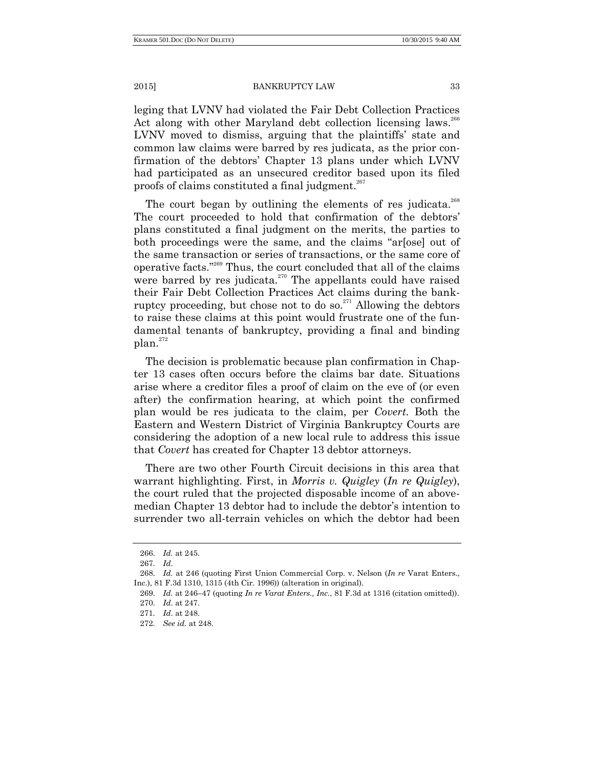leging that LVNV had violated the Fair Debt Collection Practices Act along with other Maryland debt collection licensing laws.[266] LVNV moved to dismiss, arguing that the plaintiffs' state and common law claims were barred by res judicata, as the prior confirmation of the debtors' Chapter 13 plans under which LVNV had participated as an unsecured creditor based upon its filed proofs of claims constituted a final judgment.[267]

The court began by outlining the elements of res judicata.[268] The court proceeded to hold that confirmation of the debtors' plans constituted a final judgment on the merits, the parties to both proceedings were the same, and the claims "ar[ose] out of the same transaction or series of transactions, or the same core of operative facts."[269] Thus, the court concluded that all of the claims were barred by res judicata.[270] The appellants could have raised their Fair Debt Collection Practices Act claims during the bankruptcy proceeding, but chose not to do so.[271] Allowing the debtors to raise these claims at this point would frustrate one of the fundamental tenants of bankruptcy, providing a final and binding plan.[272]

The decision is problematic because plan confirmation in Chapter 13 cases often occurs before the claims bar date. Situations arise where a creditor files a proof of claim on the eve of (or even after) the confirmation hearing, at which point the confirmed plan would be res judicata to the claim, per *Covert*. Both the Eastern and Western District of Virginia Bankruptcy Courts are considering the adoption of a new local rule to address this issue that *Covert* has created for Chapter 13 debtor attorneys.

There are two other Fourth Circuit decisions in this area that warrant highlighting. First, in *Morris v. Quigley* (*In re Quigley*), the court ruled that the projected disposable income of an above-median Chapter 13 debtor had to include the debtor's intention to surrender two all-terrain vehicles on which the debtor had been

---

266. *Id.* at 245.

267. *Id*.

268. *Id.* at 246 (quoting First Union Commercial Corp. v. Nelson (*In re* Varat Enters., Inc.), 81 F.3d 1310, 1315 (4th Cir. 1996)) (alteration in original).

269. *Id.* at 246–47 (quoting *In re Varat Enters., Inc.*, 81 F.3d at 1316 (citation omitted)).

270. *Id.* at 247.

271. *Id*. at 248.

272. *See id.* at 248.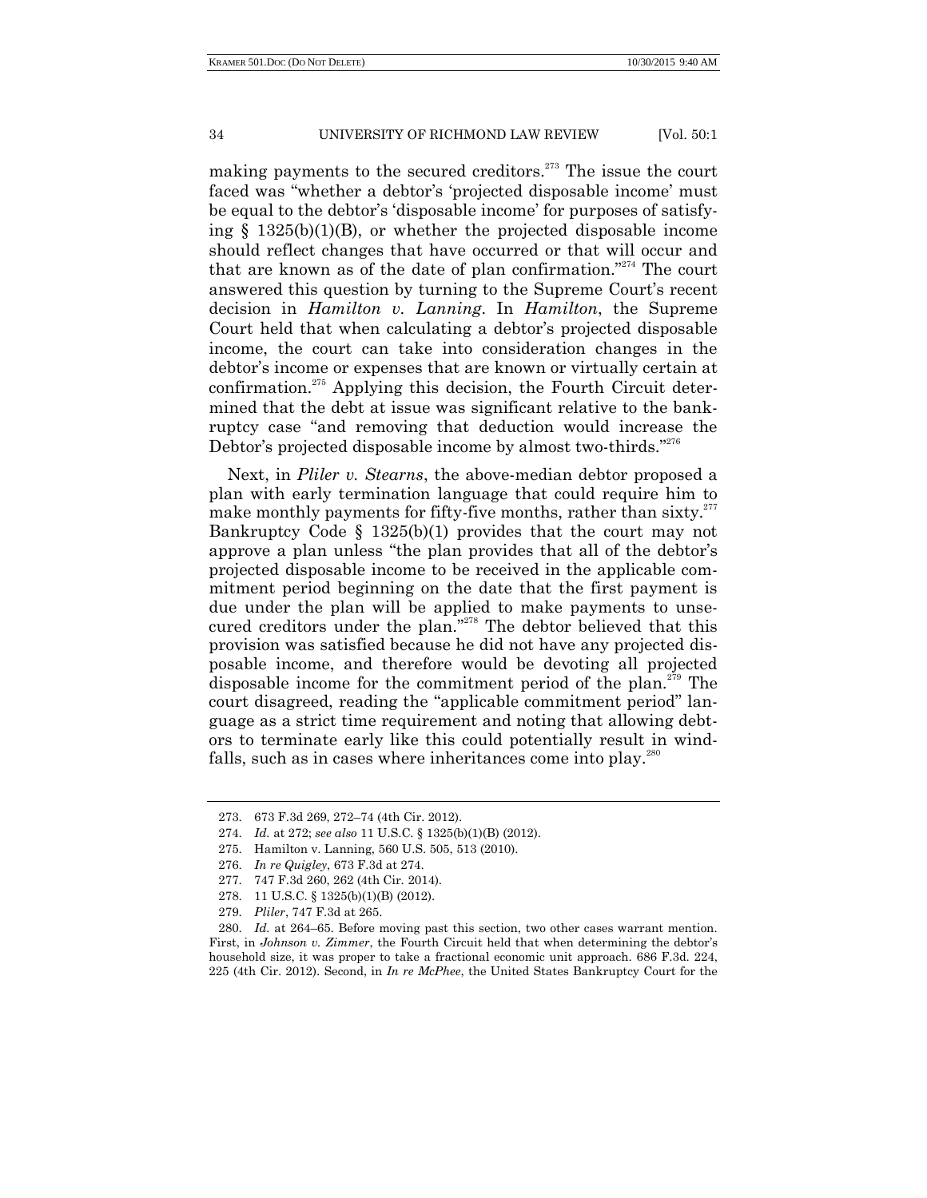making payments to the secured creditors.[273] The issue the court faced was "whether a debtor's 'projected disposable income' must be equal to the debtor's 'disposable income' for purposes of satisfying § 1325(b)(1)(B), or whether the projected disposable income should reflect changes that have occurred or that will occur and that are known as of the date of plan confirmation."[274] The court answered this question by turning to the Supreme Court's recent decision in *Hamilton v. Lanning*. In *Hamilton*, the Supreme Court held that when calculating a debtor's projected disposable income, the court can take into consideration changes in the debtor's income or expenses that are known or virtually certain at confirmation.[275] Applying this decision, the Fourth Circuit determined that the debt at issue was significant relative to the bankruptcy case "and removing that deduction would increase the Debtor's projected disposable income by almost two-thirds."[276]

Next, in *Pliler v. Stearns*, the above-median debtor proposed a plan with early termination language that could require him to make monthly payments for fifty-five months, rather than sixty.[277] Bankruptcy Code § 1325(b)(1) provides that the court may not approve a plan unless "the plan provides that all of the debtor's projected disposable income to be received in the applicable commitment period beginning on the date that the first payment is due under the plan will be applied to make payments to unsecured creditors under the plan."[278] The debtor believed that this provision was satisfied because he did not have any projected disposable income, and therefore would be devoting all projected disposable income for the commitment period of the plan.[279] The court disagreed, reading the "applicable commitment period" language as a strict time requirement and noting that allowing debtors to terminate early like this could potentially result in windfalls, such as in cases where inheritances come into play.[280]

---

273. 673 F.3d 269, 272–74 (4th Cir. 2012).

274. *Id.* at 272; *see also* 11 U.S.C. § 1325(b)(1)(B) (2012).

275. Hamilton v. Lanning, 560 U.S. 505, 513 (2010).

276. *In re Quigley*, 673 F.3d at 274.

277. 747 F.3d 260, 262 (4th Cir. 2014).

278. 11 U.S.C. § 1325(b)(1)(B) (2012).

279. *Pliler*, 747 F.3d at 265.

280. *Id.* at 264–65. Before moving past this section, two other cases warrant mention. First, in *Johnson v. Zimmer*, the Fourth Circuit held that when determining the debtor's household size, it was proper to take a fractional economic unit approach. 686 F.3d. 224, 225 (4th Cir. 2012). Second, in *In re McPhee*, the United States Bankruptcy Court for the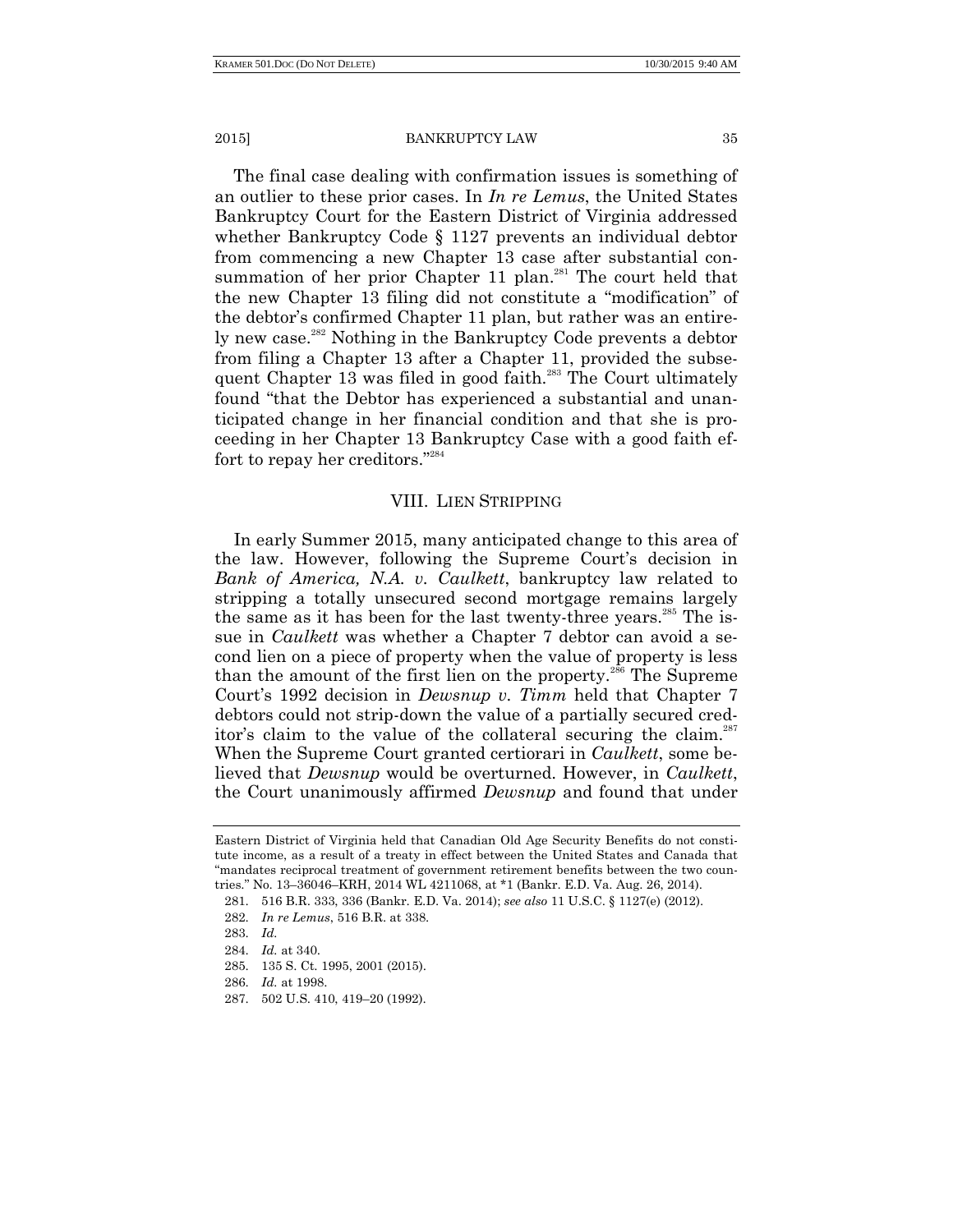The final case dealing with confirmation issues is something of an outlier to these prior cases. In *In re Lemus*, the United States Bankruptcy Court for the Eastern District of Virginia addressed whether Bankruptcy Code § 1127 prevents an individual debtor from commencing a new Chapter 13 case after substantial consummation of her prior Chapter 11 plan.[281] The court held that the new Chapter 13 filing did not constitute a "modification" of the debtor's confirmed Chapter 11 plan, but rather was an entirely new case.[282] Nothing in the Bankruptcy Code prevents a debtor from filing a Chapter 13 after a Chapter 11, provided the subsequent Chapter 13 was filed in good faith.[283] The Court ultimately found "that the Debtor has experienced a substantial and unanticipated change in her financial condition and that she is proceeding in her Chapter 13 Bankruptcy Case with a good faith effort to repay her creditors."[284]

## VIII. LIEN STRIPPING

In early Summer 2015, many anticipated change to this area of the law. However, following the Supreme Court's decision in *Bank of America, N.A. v. Caulkett*, bankruptcy law related to stripping a totally unsecured second mortgage remains largely the same as it has been for the last twenty-three years.[285] The issue in *Caulkett* was whether a Chapter 7 debtor can avoid a second lien on a piece of property when the value of property is less than the amount of the first lien on the property.[286] The Supreme Court's 1992 decision in *Dewsnup v. Timm* held that Chapter 7 debtors could not strip-down the value of a partially secured creditor's claim to the value of the collateral securing the claim.[287] When the Supreme Court granted certiorari in *Caulkett*, some believed that *Dewsnup* would be overturned. However, in *Caulkett*, the Court unanimously affirmed *Dewsnup* and found that under

---

Eastern District of Virginia held that Canadian Old Age Security Benefits do not constitute income, as a result of a treaty in effect between the United States and Canada that "mandates reciprocal treatment of government retirement benefits between the two countries." No. 13–36046–KRH, 2014 WL 4211068, at *1 (Bankr. E.D. Va. Aug. 26, 2014).

281. 516 B.R. 333, 336 (Bankr. E.D. Va. 2014); *see also* 11 U.S.C. § 1127(e) (2012).

282. *In re Lemus*, 516 B.R. at 338.

283. *Id.*

284. *Id.* at 340.

285. 135 S. Ct. 1995, 2001 (2015).

286. *Id.* at 1998.

287. 502 U.S. 410, 419–20 (1992).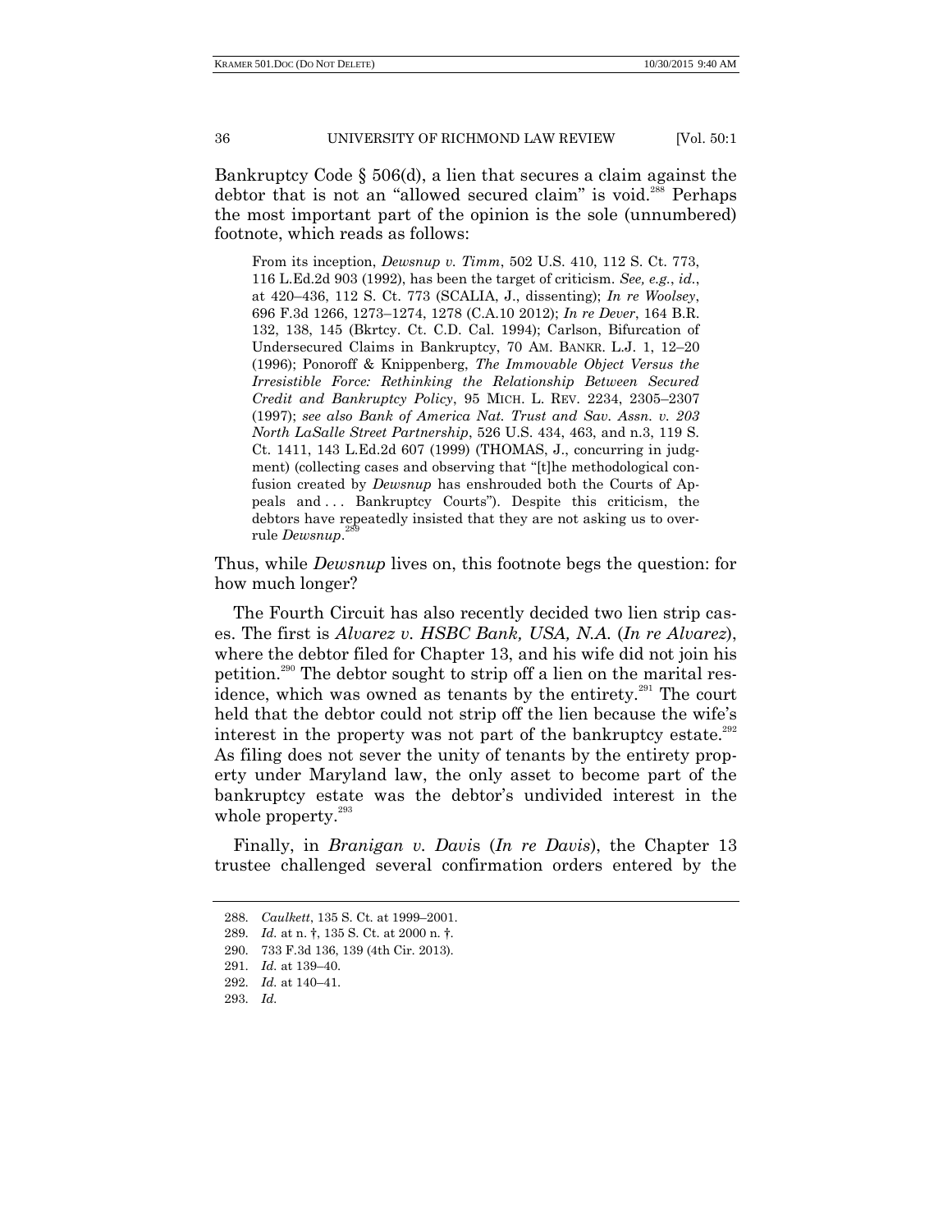Bankruptcy Code § 506(d), a lien that secures a claim against the debtor that is not an "allowed secured claim" is void.[288] Perhaps the most important part of the opinion is the sole (unnumbered) footnote, which reads as follows:

> From its inception, *Dewsnup v. Timm*, 502 U.S. 410, 112 S. Ct. 773, 116 L.Ed.2d 903 (1992), has been the target of criticism. *See, e.g.*, *id.*, at 420–436, 112 S. Ct. 773 (SCALIA, J., dissenting); *In re Woolsey*, 696 F.3d 1266, 1273–1274, 1278 (C.A.10 2012); *In re Dever*, 164 B.R. 132, 138, 145 (Bkrtcy. Ct. C.D. Cal. 1994); Carlson, Bifurcation of Undersecured Claims in Bankruptcy, 70 AM. BANKR. L.J. 1, 12–20 (1996); Ponoroff & Knippenberg, *The Immovable Object Versus the Irresistible Force: Rethinking the Relationship Between Secured Credit and Bankruptcy Policy*, 95 MICH. L. REV. 2234, 2305–2307 (1997); *see also Bank of America Nat. Trust and Sav. Assn. v. 203 North LaSalle Street Partnership*, 526 U.S. 434, 463, and n.3, 119 S. Ct. 1411, 143 L.Ed.2d 607 (1999) (THOMAS, J., concurring in judgment) (collecting cases and observing that "[t]he methodological confusion created by *Dewsnup* has enshrouded both the Courts of Appeals and . . . Bankruptcy Courts"). Despite this criticism, the debtors have repeatedly insisted that they are not asking us to overrule *Dewsnup*.[289]

Thus, while *Dewsnup* lives on, this footnote begs the question: for how much longer?

The Fourth Circuit has also recently decided two lien strip cases. The first is *Alvarez v. HSBC Bank, USA, N.A.* (*In re Alvarez*), where the debtor filed for Chapter 13, and his wife did not join his petition.[290] The debtor sought to strip off a lien on the marital residence, which was owned as tenants by the entirety.[291] The court held that the debtor could not strip off the lien because the wife's interest in the property was not part of the bankruptcy estate.[292] As filing does not sever the unity of tenants by the entirety property under Maryland law, the only asset to become part of the bankruptcy estate was the debtor's undivided interest in the whole property.[293]

Finally, in *Branigan v. Davis* (*In re Davis*), the Chapter 13 trustee challenged several confirmation orders entered by the

---

288. *Caulkett*, 135 S. Ct. at 1999–2001.

289. *Id.* at n. †, 135 S. Ct. at 2000 n. †.

290. 733 F.3d 136, 139 (4th Cir. 2013).

291. *Id.* at 139–40.

292. *Id.* at 140–41.

293. *Id.*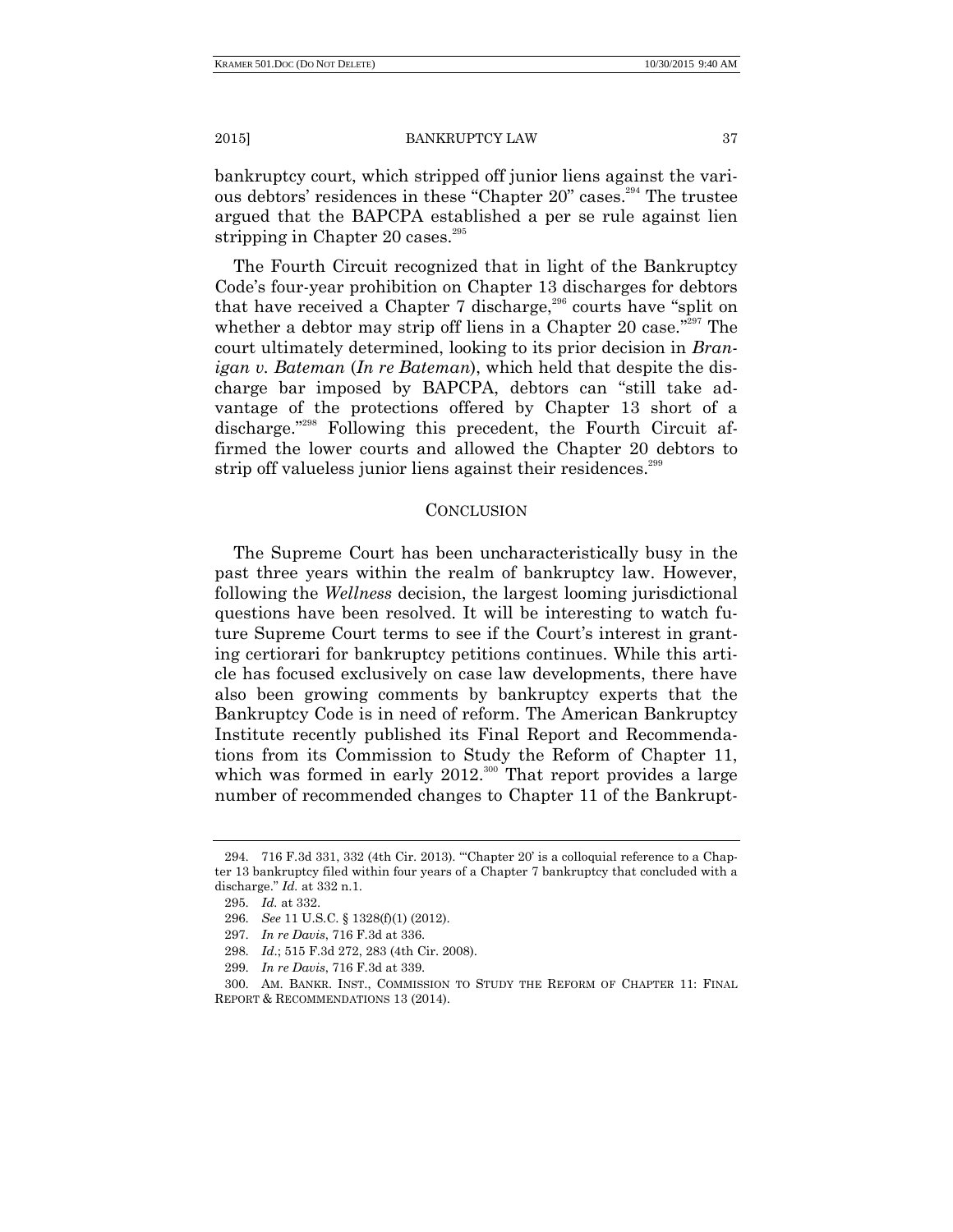bankruptcy court, which stripped off junior liens against the various debtors' residences in these "Chapter 20" cases.[294] The trustee argued that the BAPCPA established a per se rule against lien stripping in Chapter 20 cases.[295]

The Fourth Circuit recognized that in light of the Bankruptcy Code's four-year prohibition on Chapter 13 discharges for debtors that have received a Chapter 7 discharge,[296] courts have "split on whether a debtor may strip off liens in a Chapter 20 case."[297] The court ultimately determined, looking to its prior decision in *Branigan v. Bateman* (*In re Bateman*), which held that despite the discharge bar imposed by BAPCPA, debtors can "still take advantage of the protections offered by Chapter 13 short of a discharge."[298] Following this precedent, the Fourth Circuit affirmed the lower courts and allowed the Chapter 20 debtors to strip off valueless junior liens against their residences.[299]

## CONCLUSION

The Supreme Court has been uncharacteristically busy in the past three years within the realm of bankruptcy law. However, following the *Wellness* decision, the largest looming jurisdictional questions have been resolved. It will be interesting to watch future Supreme Court terms to see if the Court's interest in granting certiorari for bankruptcy petitions continues. While this article has focused exclusively on case law developments, there have also been growing comments by bankruptcy experts that the Bankruptcy Code is in need of reform. The American Bankruptcy Institute recently published its Final Report and Recommendations from its Commission to Study the Reform of Chapter 11, which was formed in early 2012.[300] That report provides a large number of recommended changes to Chapter 11 of the Bankrupt-

---

294. 716 F.3d 331, 332 (4th Cir. 2013). "'Chapter 20' is a colloquial reference to a Chapter 13 bankruptcy filed within four years of a Chapter 7 bankruptcy that concluded with a discharge." *Id.* at 332 n.1.

295. *Id.* at 332.

296. *See* 11 U.S.C. § 1328(f)(1) (2012).

297. *In re Davis*, 716 F.3d at 336.

298. *Id.*; 515 F.3d 272, 283 (4th Cir. 2008).

299. *In re Davis*, 716 F.3d at 339.

300. AM. BANKR. INST., COMMISSION TO STUDY THE REFORM OF CHAPTER 11: FINAL REPORT & RECOMMENDATIONS 13 (2014).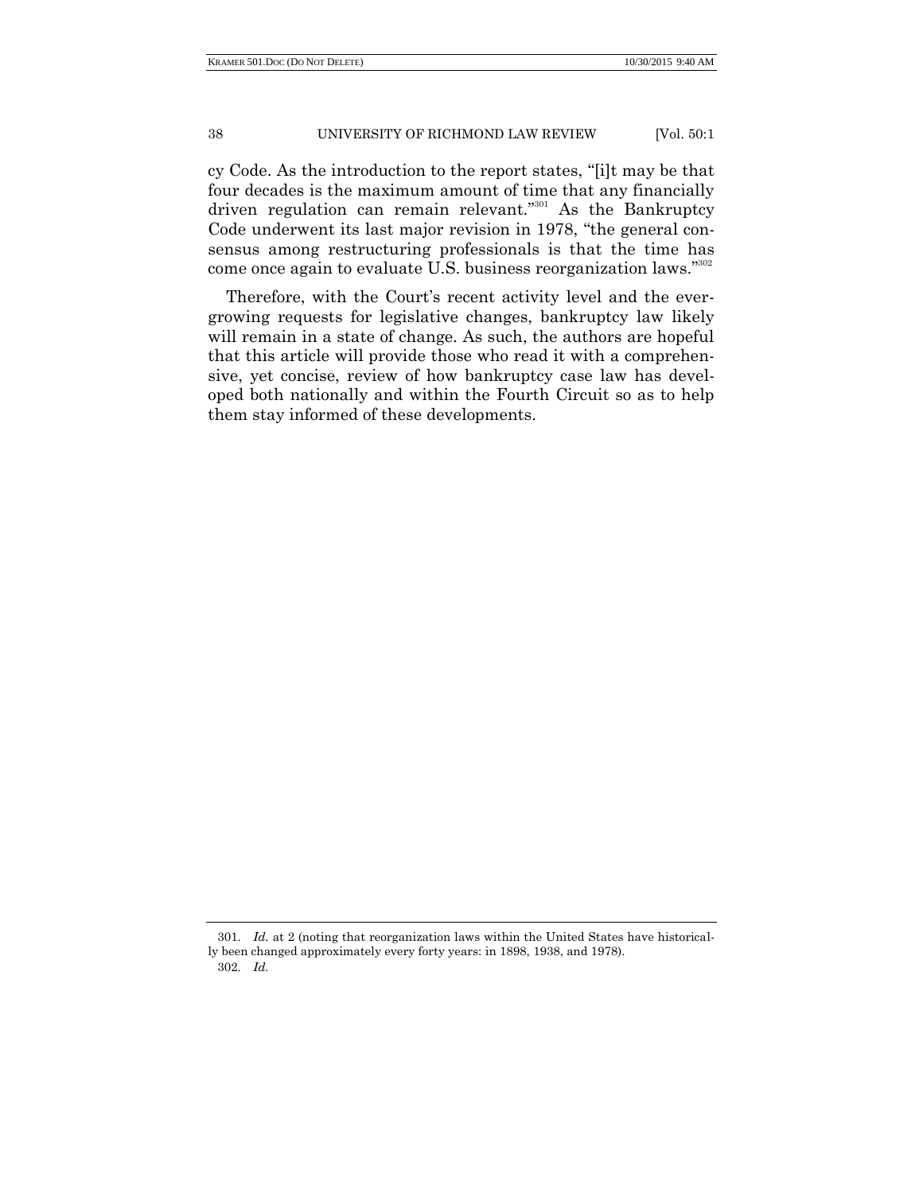cy Code. As the introduction to the report states, "[i]t may be that four decades is the maximum amount of time that any financially driven regulation can remain relevant."[301] As the Bankruptcy Code underwent its last major revision in 1978, "the general consensus among restructuring professionals is that the time has come once again to evaluate U.S. business reorganization laws."[302]

Therefore, with the Court's recent activity level and the ever-growing requests for legislative changes, bankruptcy law likely will remain in a state of change. As such, the authors are hopeful that this article will provide those who read it with a comprehensive, yet concise, review of how bankruptcy case law has developed both nationally and within the Fourth Circuit so as to help them stay informed of these developments.

---

301. *Id.* at 2 (noting that reorganization laws within the United States have historically been changed approximately every forty years: in 1898, 1938, and 1978).

302. *Id.*